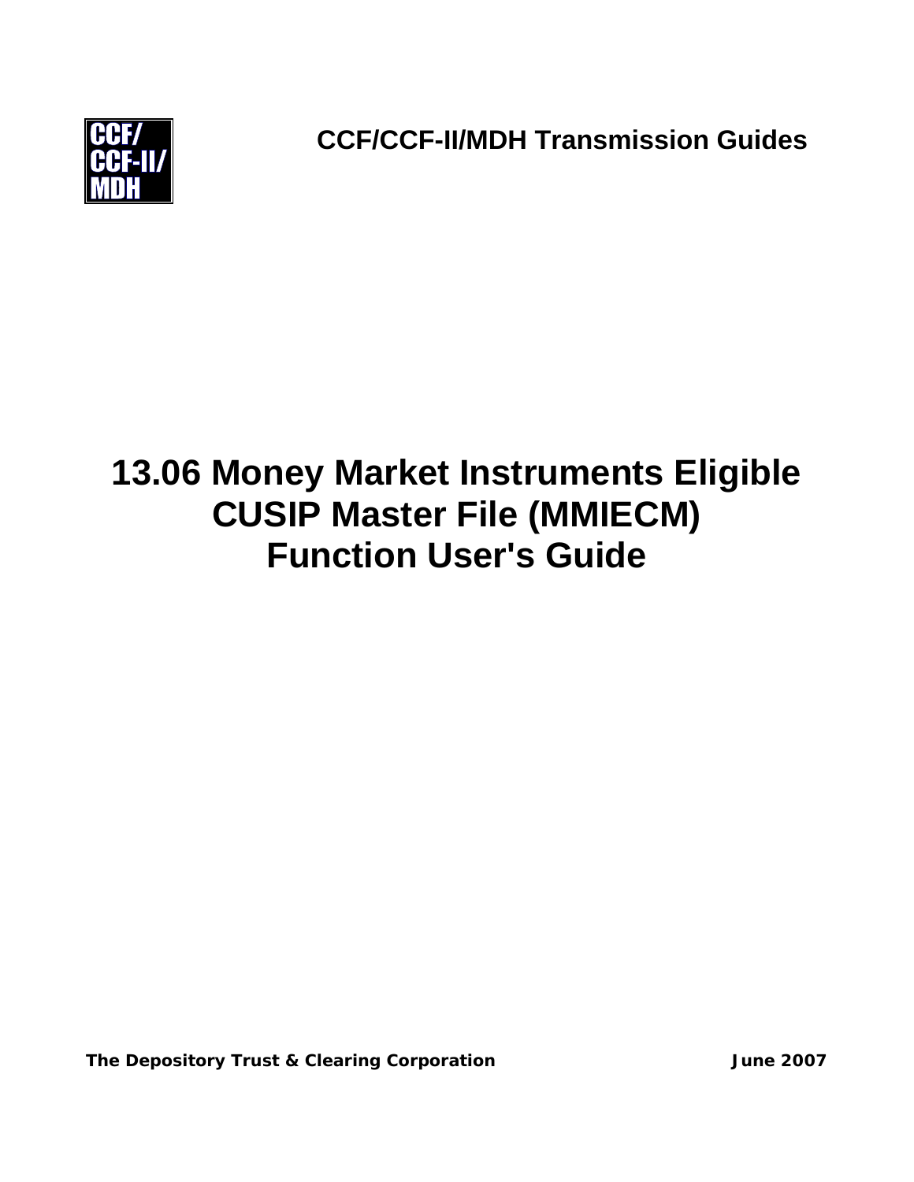CCF/
CCF-II/
MDH

**CCF/CCF-II/MDH Transmission Guides**

# 13.06 Money Market Instruments Eligible CUSIP Master File (MMIECM) Function User's Guide

**The Depository Trust & Clearing Corporation**

**June 2007**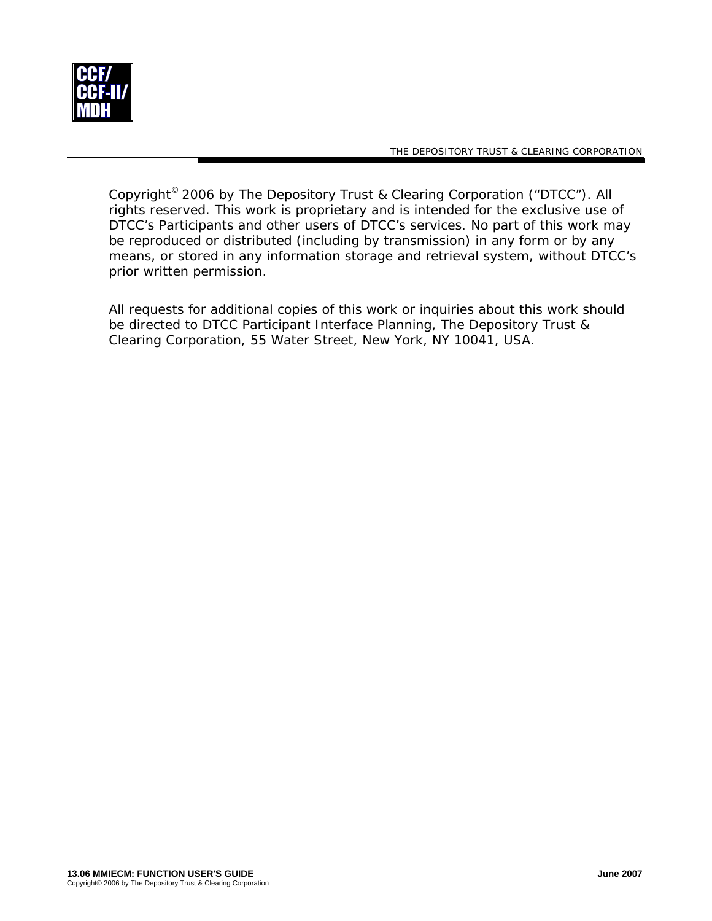Copyright© 2006 by The Depository Trust & Clearing Corporation ("DTCC"). All rights reserved. This work is proprietary and is intended for the exclusive use of DTCC's Participants and other users of DTCC's services. No part of this work may be reproduced or distributed (including by transmission) in any form or by any means, or stored in any information storage and retrieval system, without DTCC's prior written permission.

All requests for additional copies of this work or inquiries about this work should be directed to DTCC Participant Interface Planning, The Depository Trust & Clearing Corporation, 55 Water Street, New York, NY 10041, USA.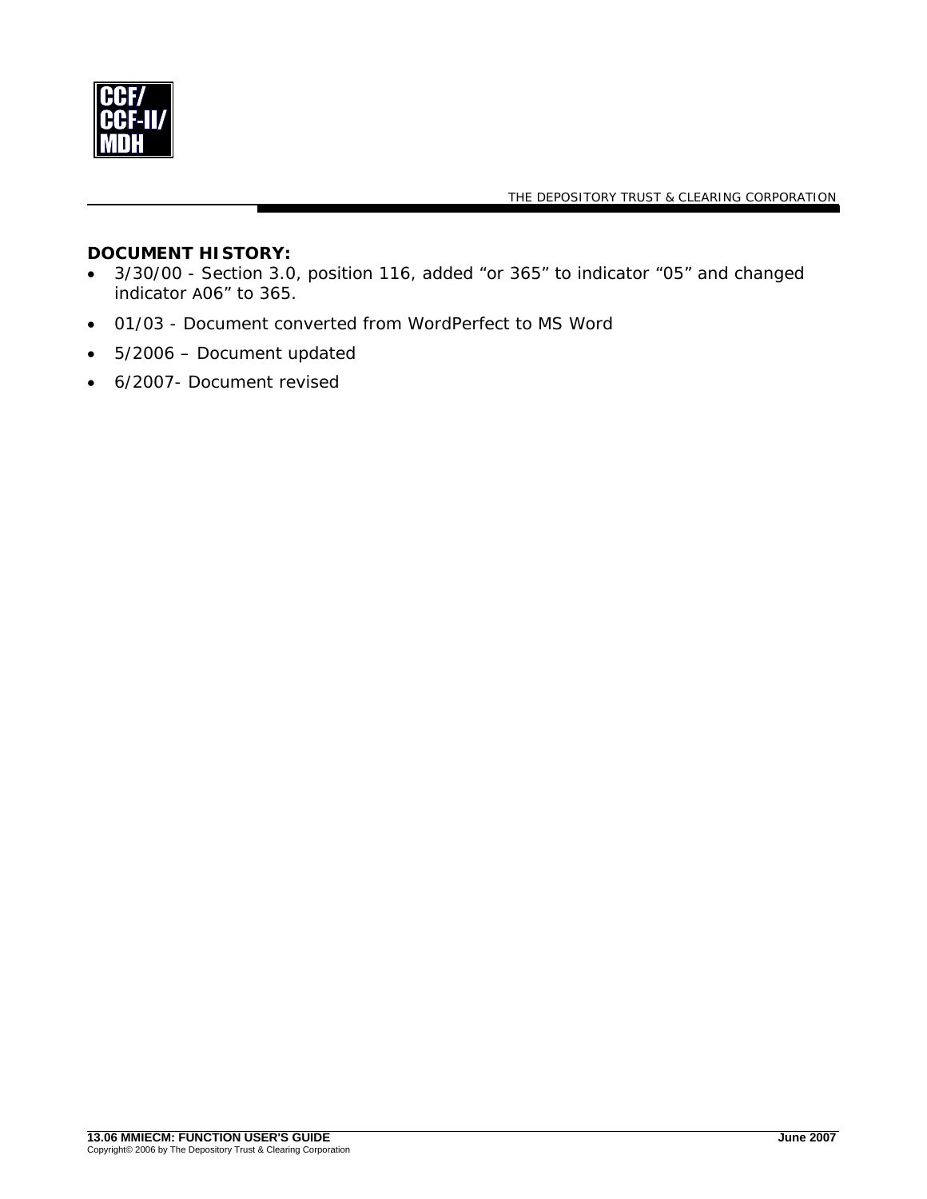**DOCUMENT HISTORY:**

- 3/30/00 - Section 3.0, position 116, added "or 365" to indicator "05" and changed indicator A06" to 365.
- 01/03 - Document converted from WordPerfect to MS Word
- 5/2006 – Document updated
- 6/2007- Document revised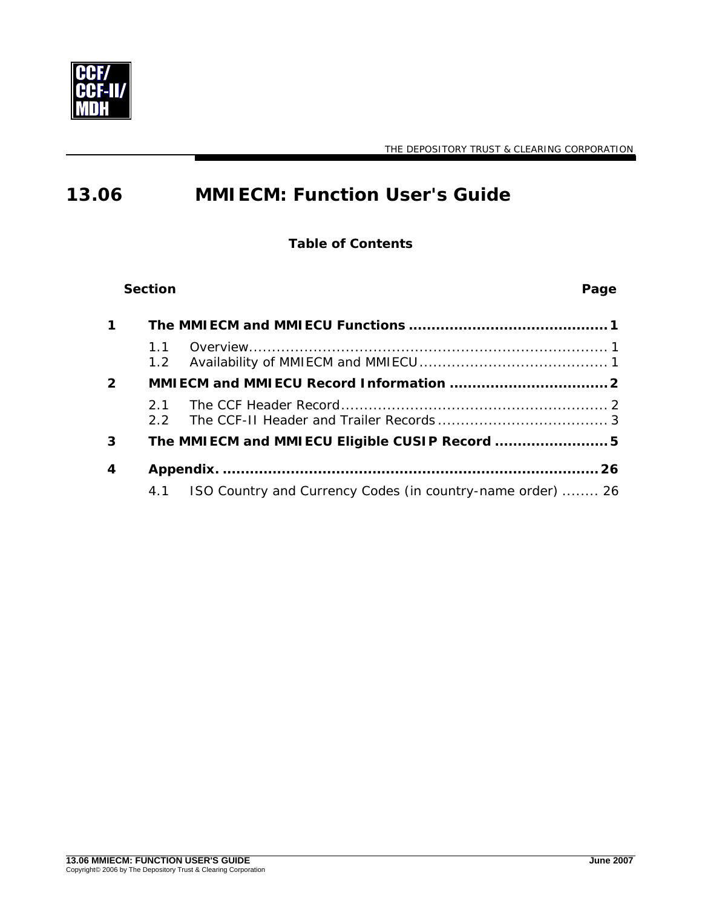# 13.06 MMIECM: Function User's Guide

**Table of Contents**

| Section | | Page |
|---|---|---|
| **1** | **The MMIECM and MMIECU Functions** | **1** |
| | 1.1 Overview | 1 |
| | 1.2 Availability of MMIECM and MMIECU | 1 |
| **2** | **MMIECM and MMIECU Record Information** | **2** |
| | 2.1 The CCF Header Record | 2 |
| | 2.2 The CCF-II Header and Trailer Records | 3 |
| **3** | **The MMIECM and MMIECU Eligible CUSIP Record** | **5** |
| **4** | **Appendix.** | **26** |
| | 4.1 ISO Country and Currency Codes (in country-name order) | 26 |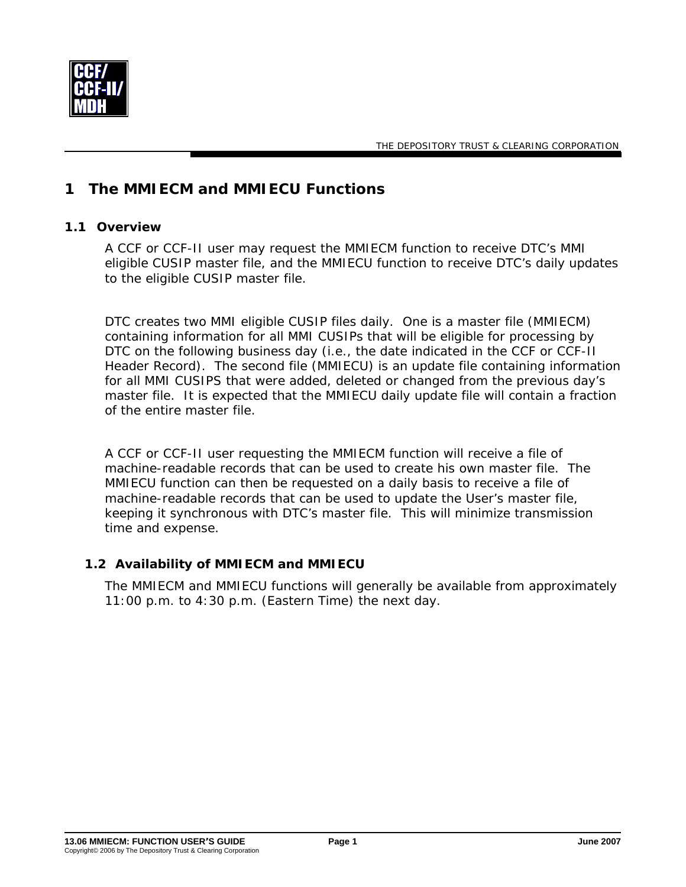# 1 The MMIECM and MMIECU Functions

## 1.1 Overview

A CCF or CCF-II user may request the MMIECM function to receive DTC's MMI eligible CUSIP master file, and the MMIECU function to receive DTC's daily updates to the eligible CUSIP master file.

DTC creates two MMI eligible CUSIP files daily. One is a master file (MMIECM) containing information for all MMI CUSIPs that will be eligible for processing by DTC on the following business day (i.e., the date indicated in the CCF or CCF-II Header Record). The second file (MMIECU) is an update file containing information for all MMI CUSIPS that were added, deleted or changed from the previous day's master file. It is expected that the MMIECU daily update file will contain a fraction of the entire master file.

A CCF or CCF-II user requesting the MMIECM function will receive a file of machine-readable records that can be used to create his own master file. The MMIECU function can then be requested on a daily basis to receive a file of machine-readable records that can be used to update the User's master file, keeping it synchronous with DTC's master file. This will minimize transmission time and expense.

## 1.2 Availability of MMIECM and MMIECU

The MMIECM and MMIECU functions will generally be available from approximately 11:00 p.m. to 4:30 p.m. (Eastern Time) the next day.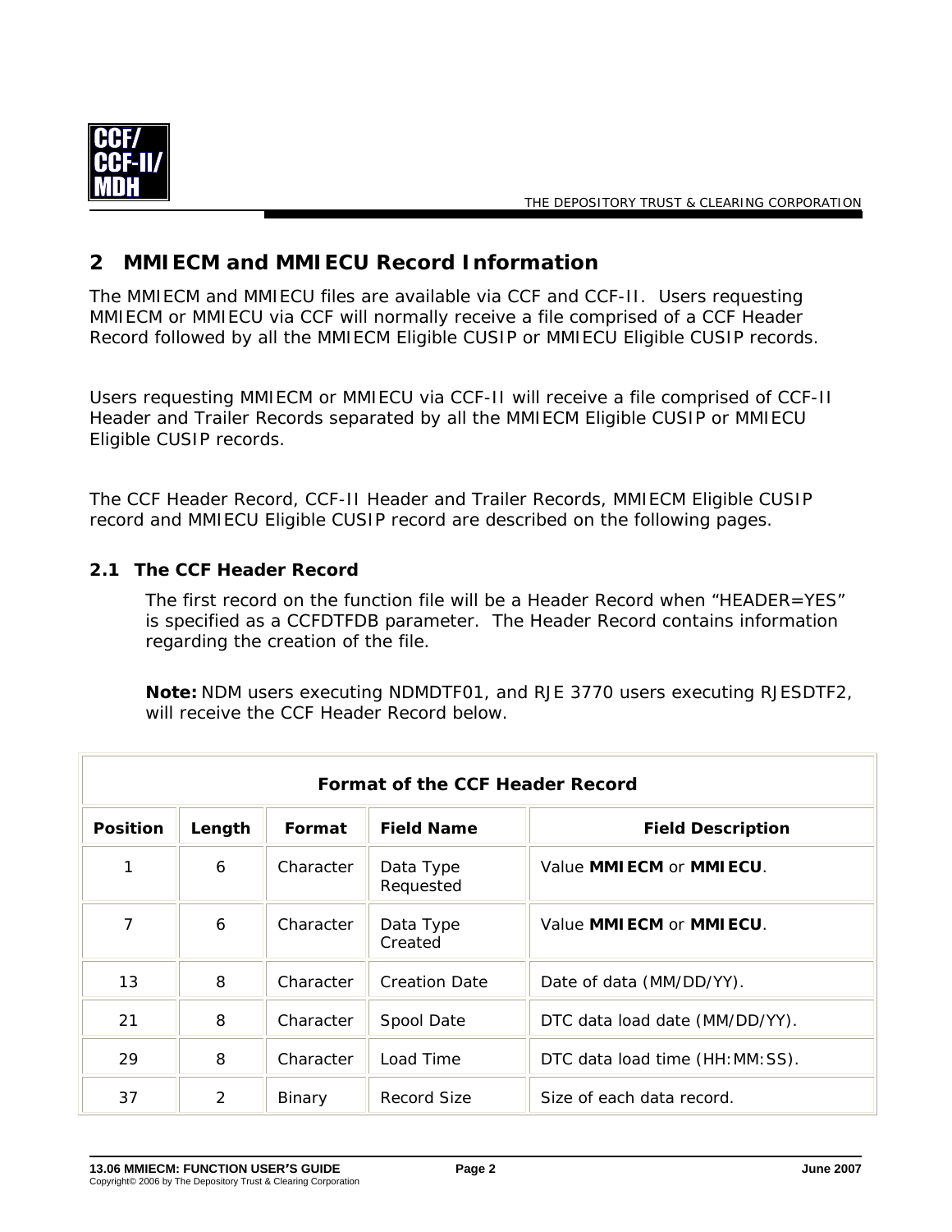## 2 MMIECM and MMIECU Record Information

The MMIECM and MMIECU files are available via CCF and CCF-II. Users requesting MMIECM or MMIECU via CCF will normally receive a file comprised of a CCF Header Record followed by all the MMIECM Eligible CUSIP or MMIECU Eligible CUSIP records.

Users requesting MMIECM or MMIECU via CCF-II will receive a file comprised of CCF-II Header and Trailer Records separated by all the MMIECM Eligible CUSIP or MMIECU Eligible CUSIP records.

The CCF Header Record, CCF-II Header and Trailer Records, MMIECM Eligible CUSIP record and MMIECU Eligible CUSIP record are described on the following pages.

### 2.1 The CCF Header Record

The first record on the function file will be a Header Record when “HEADER=YES” is specified as a CCFDTFDB parameter. The Header Record contains information regarding the creation of the file.

**Note:** NDM users executing NDMDTF01, and RJE 3770 users executing RJESDTF2, will receive the CCF Header Record below.

| Format of the CCF Header Record | | | | |
|---|---|---|---|---|
| **Position** | **Length** | **Format** | **Field Name** | **Field Description** |
| 1 | 6 | Character | Data Type Requested | Value **MMIECM** or **MMIECU**. |
| 7 | 6 | Character | Data Type Created | Value **MMIECM** or **MMIECU**. |
| 13 | 8 | Character | Creation Date | Date of data (MM/DD/YY). |
| 21 | 8 | Character | Spool Date | DTC data load date (MM/DD/YY). |
| 29 | 8 | Character | Load Time | DTC data load time (HH:MM:SS). |
| 37 | 2 | Binary | Record Size | Size of each data record. |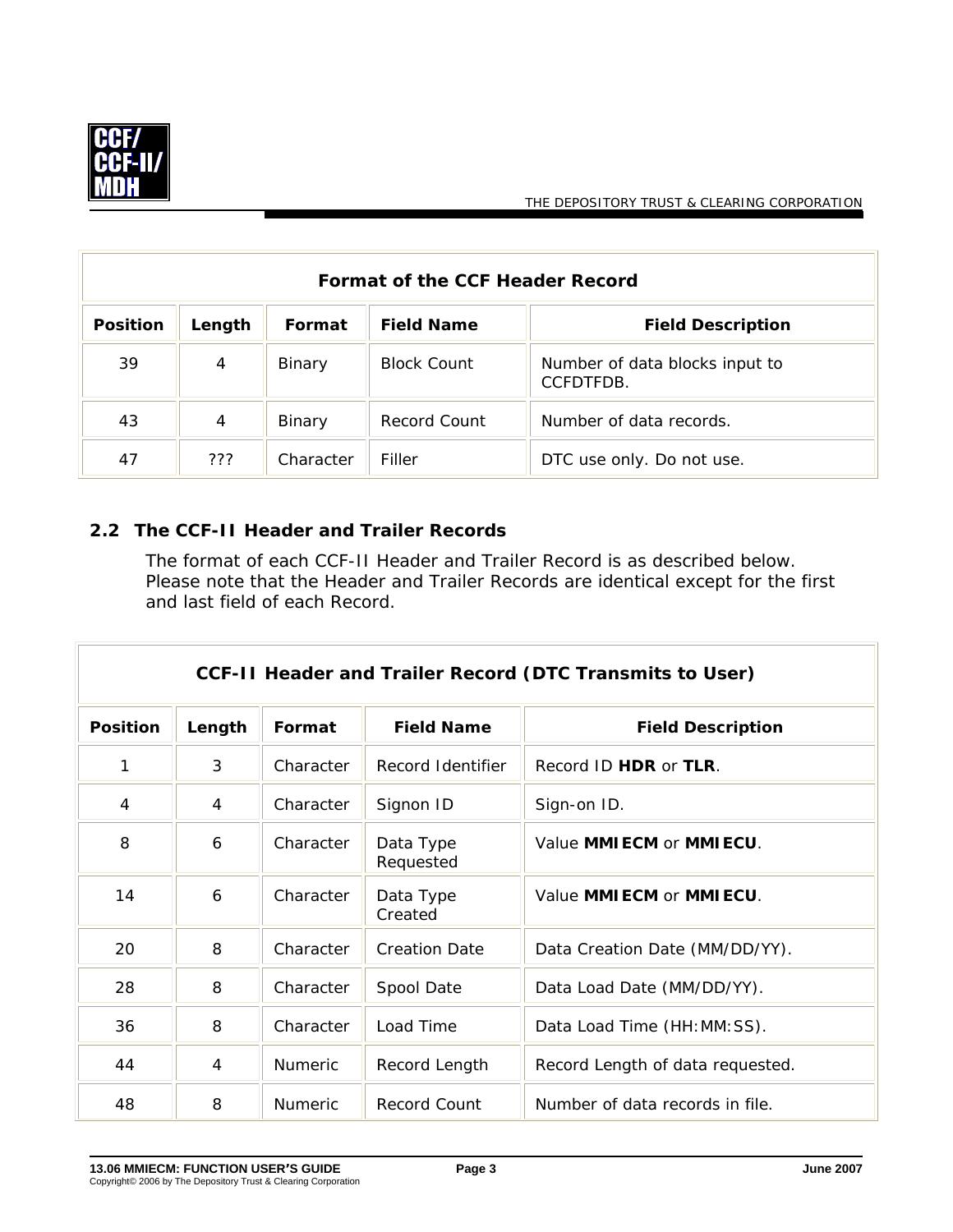| Format of the CCF Header Record | | | | |
|---|---|---|---|---|
| **Position** | **Length** | **Format** | **Field Name** | **Field Description** |
| 39 | 4 | Binary | Block Count | Number of data blocks input to CCFDTFDB. |
| 43 | 4 | Binary | Record Count | Number of data records. |
| 47 | ??? | Character | Filler | DTC use only. Do not use. |

## 2.2 The CCF-II Header and Trailer Records

The format of each CCF-II Header and Trailer Record is as described below. Please note that the Header and Trailer Records are identical except for the first and last field of each Record.

| CCF-II Header and Trailer Record (DTC Transmits to User) | | | | |
|---|---|---|---|---|
| **Position** | **Length** | **Format** | **Field Name** | **Field Description** |
| 1 | 3 | Character | Record Identifier | Record ID **HDR** or **TLR**. |
| 4 | 4 | Character | Signon ID | Sign-on ID. |
| 8 | 6 | Character | Data Type Requested | Value **MMIECM** or **MMIECU**. |
| 14 | 6 | Character | Data Type Created | Value **MMIECM** or **MMIECU**. |
| 20 | 8 | Character | Creation Date | Data Creation Date (MM/DD/YY). |
| 28 | 8 | Character | Spool Date | Data Load Date (MM/DD/YY). |
| 36 | 8 | Character | Load Time | Data Load Time (HH:MM:SS). |
| 44 | 4 | Numeric | Record Length | Record Length of data requested. |
| 48 | 8 | Numeric | Record Count | Number of data records in file. |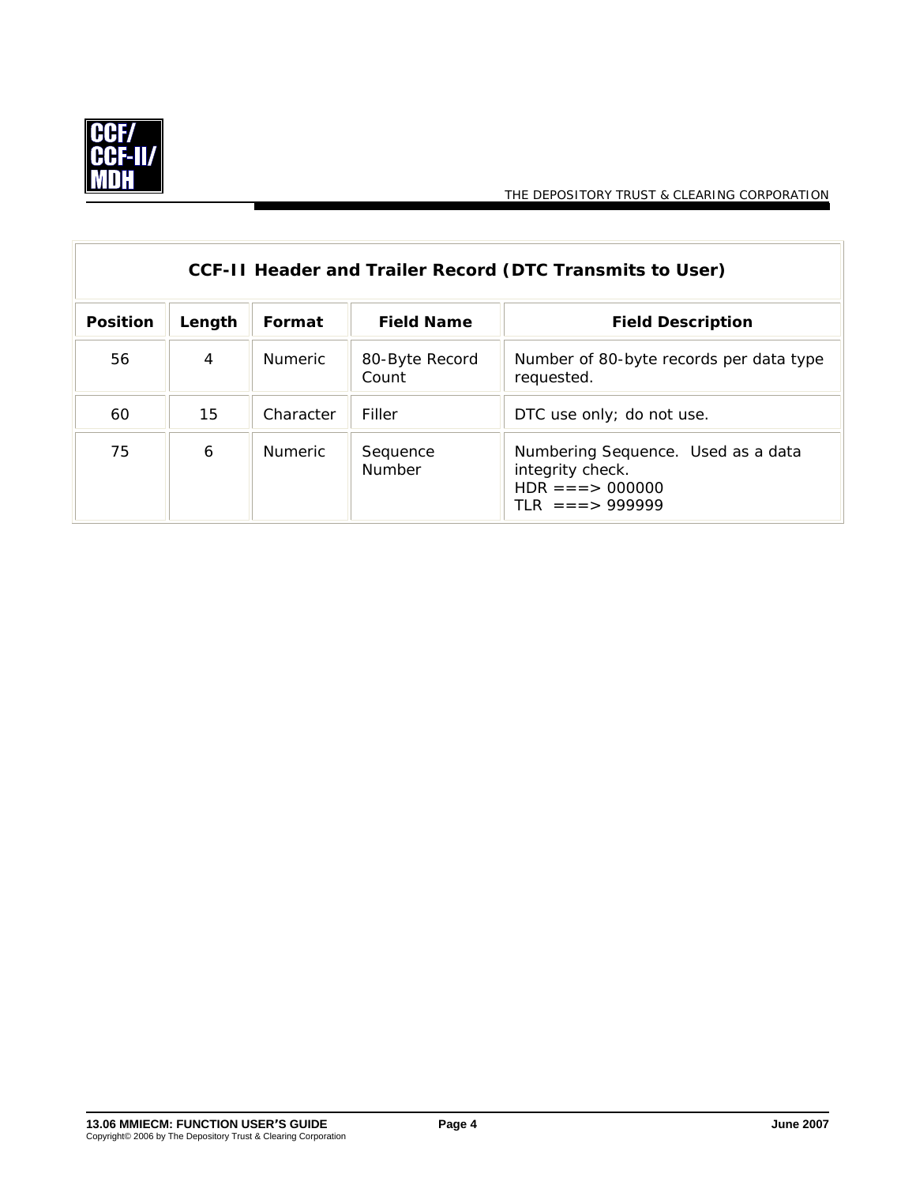| CCF-II Header and Trailer Record (DTC Transmits to User) | | | | |
|---|---|---|---|---|
| **Position** | **Length** | **Format** | **Field Name** | **Field Description** |
| 56 | 4 | Numeric | 80-Byte Record Count | Number of 80-byte records per data type requested. |
| 60 | 15 | Character | Filler | DTC use only; do not use. |
| 75 | 6 | Numeric | Sequence Number | Numbering Sequence. Used as a data integrity check.<br>HDR ===> 000000<br>TLR ===> 999999 |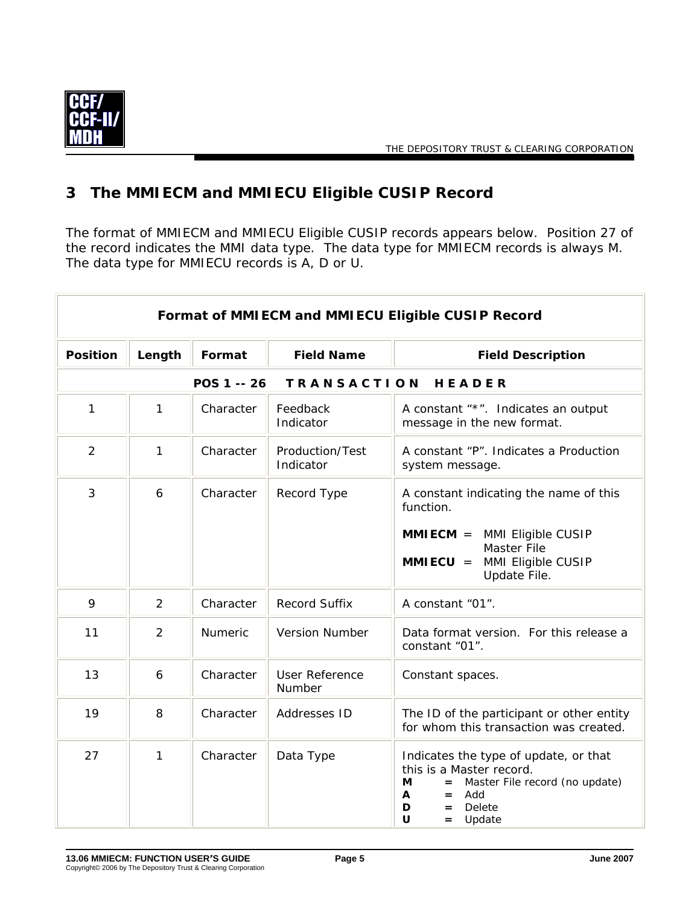# 3 The MMIECM and MMIECU Eligible CUSIP Record

The format of MMIECM and MMIECU Eligible CUSIP records appears below. Position 27 of the record indicates the MMI data type. The data type for MMIECM records is always M. The data type for MMIECU records is A, D or U.

| Format of MMIECM and MMIECU Eligible CUSIP Record | | | | |
|---|---|---|---|---|
| **Position** | **Length** | **Format** | **Field Name** | **Field Description** |
| **POS 1 -- 26 TRANSACTION HEADER** | | | | |
| 1 | 1 | Character | Feedback Indicator | A constant "*". Indicates an output message in the new format. |
| 2 | 1 | Character | Production/Test Indicator | A constant "P". Indicates a Production system message. |
| 3 | 6 | Character | Record Type | A constant indicating the name of this function.<br><br>**MMIECM** = MMI Eligible CUSIP Master File<br>**MMIECU** = MMI Eligible CUSIP Update File. |
| 9 | 2 | Character | Record Suffix | A constant "01". |
| 11 | 2 | Numeric | Version Number | Data format version. For this release a constant "01". |
| 13 | 6 | Character | User Reference Number | Constant spaces. |
| 19 | 8 | Character | Addresses ID | The ID of the participant or other entity for whom this transaction was created. |
| 27 | 1 | Character | Data Type | Indicates the type of update, or that this is a Master record.<br>**M** = Master File record (no update)<br>**A** = Add<br>**D** = Delete<br>**U** = Update |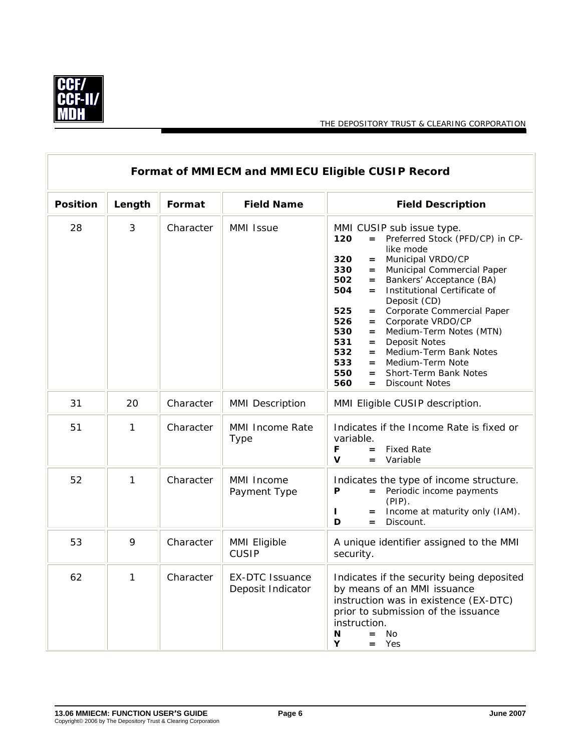| Format of MMIECM and MMIECU Eligible CUSIP Record | | | | |
|---|---|---|---|---|
| **Position** | **Length** | **Format** | **Field Name** | **Field Description** |
| 28 | 3 | Character | MMI Issue | MMI CUSIP sub issue type.<br>**120** = Preferred Stock (PFD/CP) in CP-like mode<br>**320** = Municipal VRDO/CP<br>**330** = Municipal Commercial Paper<br>**502** = Bankers' Acceptance (BA)<br>**504** = Institutional Certificate of Deposit (CD)<br>**525** = Corporate Commercial Paper<br>**526** = Corporate VRDO/CP<br>**530** = Medium-Term Notes (MTN)<br>**531** = Deposit Notes<br>**532** = Medium-Term Bank Notes<br>**533** = Medium-Term Note<br>**550** = Short-Term Bank Notes<br>**560** = Discount Notes |
| 31 | 20 | Character | MMI Description | MMI Eligible CUSIP description. |
| 51 | 1 | Character | MMI Income Rate Type | Indicates if the Income Rate is fixed or variable.<br>**F** = Fixed Rate<br>**V** = Variable |
| 52 | 1 | Character | MMI Income Payment Type | Indicates the type of income structure.<br>**P** = Periodic income payments (PIP).<br>**I** = Income at maturity only (IAM).<br>**D** = Discount. |
| 53 | 9 | Character | MMI Eligible CUSIP | A unique identifier assigned to the MMI security. |
| 62 | 1 | Character | EX-DTC Issuance Deposit Indicator | Indicates if the security being deposited by means of an MMI issuance instruction was in existence (EX-DTC) prior to submission of the issuance instruction.<br>**N** = No<br>**Y** = Yes |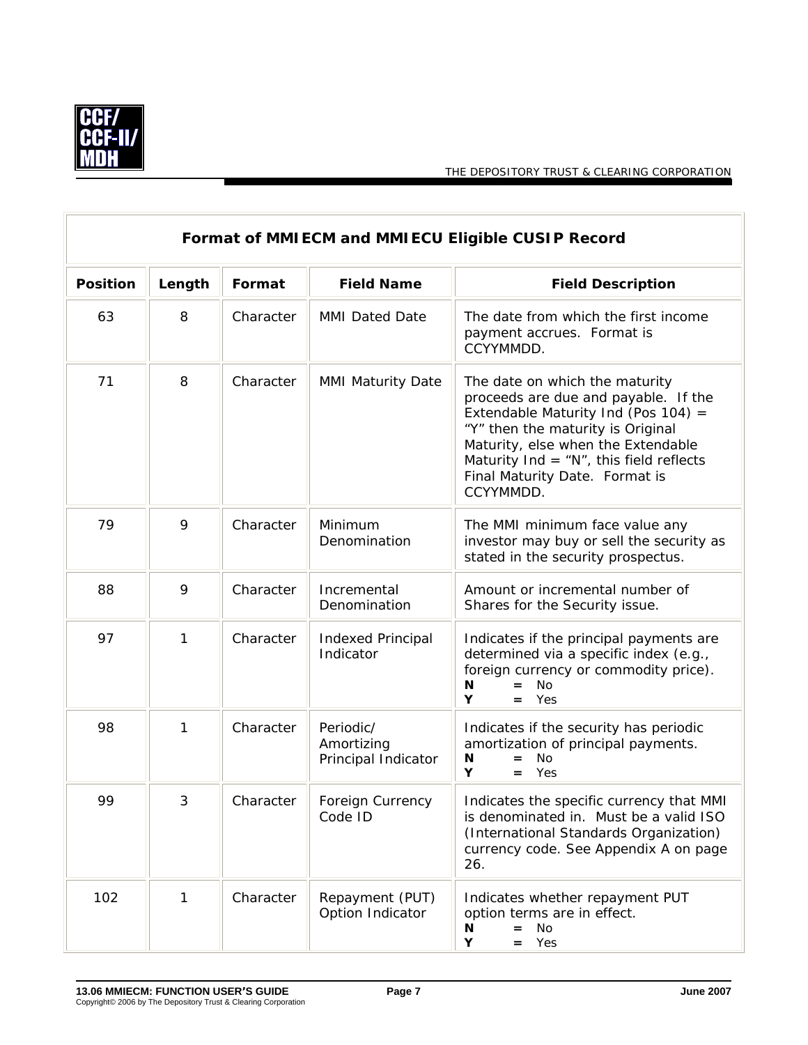**Format of MMIECM and MMIECU Eligible CUSIP Record**

| Position | Length | Format | Field Name | Field Description |
|---|---|---|---|---|
| 63 | 8 | Character | MMI Dated Date | The date from which the first income payment accrues. Format is CCYYMMDD. |
| 71 | 8 | Character | MMI Maturity Date | The date on which the maturity proceeds are due and payable. If the Extendable Maturity Ind (Pos 104) = "Y" then the maturity is Original Maturity, else when the Extendable Maturity Ind = "N", this field reflects Final Maturity Date. Format is CCYYMMDD. |
| 79 | 9 | Character | Minimum Denomination | The MMI minimum face value any investor may buy or sell the security as stated in the security prospectus. |
| 88 | 9 | Character | Incremental Denomination | Amount or incremental number of Shares for the Security issue. |
| 97 | 1 | Character | Indexed Principal Indicator | Indicates if the principal payments are determined via a specific index (e.g., foreign currency or commodity price).<br>**N** **=** No<br>**Y** **=** Yes |
| 98 | 1 | Character | Periodic/ Amortizing Principal Indicator | Indicates if the security has periodic amortization of principal payments.<br>**N** **=** No<br>**Y** **=** Yes |
| 99 | 3 | Character | Foreign Currency Code ID | Indicates the specific currency that MMI is denominated in. Must be a valid ISO (International Standards Organization) currency code. See Appendix A on page 26. |
| 102 | 1 | Character | Repayment (PUT) Option Indicator | Indicates whether repayment PUT option terms are in effect.<br>**N** **=** No<br>**Y** **=** Yes |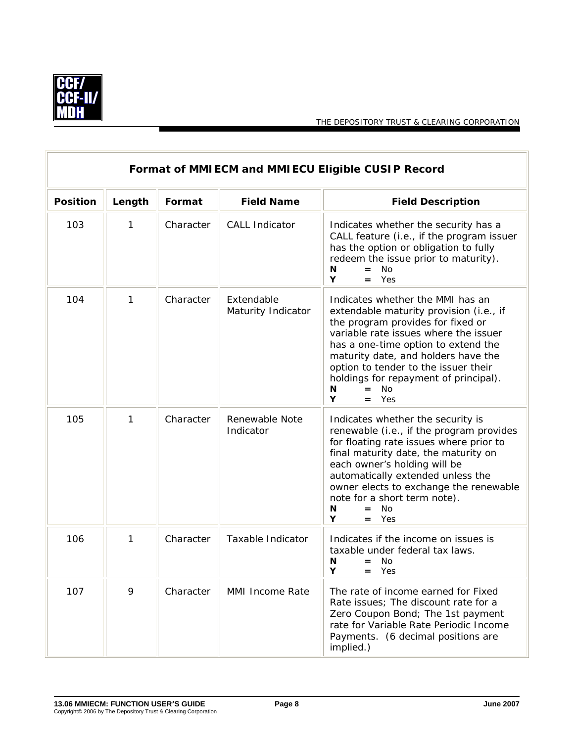| Format of MMIECM and MMIECU Eligible CUSIP Record | | | | |
|---|---|---|---|---|
| **Position** | **Length** | **Format** | **Field Name** | **Field Description** |
| 103 | 1 | Character | CALL Indicator | Indicates whether the security has a CALL feature (i.e., if the program issuer has the option or obligation to fully redeem the issue prior to maturity).<br>**N** **=** No<br>**Y** **=** Yes |
| 104 | 1 | Character | Extendable Maturity Indicator | Indicates whether the MMI has an extendable maturity provision (i.e., if the program provides for fixed or variable rate issues where the issuer has a one-time option to extend the maturity date, and holders have the option to tender to the issuer their holdings for repayment of principal).<br>**N** **=** No<br>**Y** **=** Yes |
| 105 | 1 | Character | Renewable Note Indicator | Indicates whether the security is renewable (i.e., if the program provides for floating rate issues where prior to final maturity date, the maturity on each owner's holding will be automatically extended unless the owner elects to exchange the renewable note for a short term note).<br>**N** **=** No<br>**Y** **=** Yes |
| 106 | 1 | Character | Taxable Indicator | Indicates if the income on issues is taxable under federal tax laws.<br>**N** **=** No<br>**Y** **=** Yes |
| 107 | 9 | Character | MMI Income Rate | The rate of income earned for Fixed Rate issues; The discount rate for a Zero Coupon Bond; The 1st payment rate for Variable Rate Periodic Income Payments. (6 decimal positions are implied.) |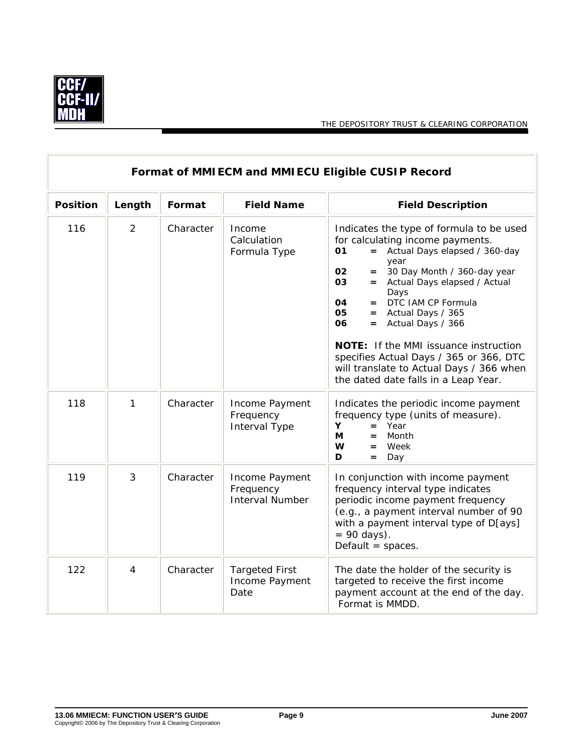| Format of MMIECM and MMIECU Eligible CUSIP Record | | | | |
|---|---|---|---|---|
| **Position** | **Length** | **Format** | **Field Name** | **Field Description** |
| 116 | 2 | Character | Income Calculation Formula Type | Indicates the type of formula to be used for calculating income payments.<br>**01** = Actual Days elapsed / 360-day year<br>**02** = 30 Day Month / 360-day year<br>**03** = Actual Days elapsed / Actual Days<br>**04** = DTC IAM CP Formula<br>**05** = Actual Days / 365<br>**06** = Actual Days / 366<br><br>**NOTE:** If the MMI issuance instruction specifies Actual Days / 365 or 366, DTC will translate to Actual Days / 366 when the dated date falls in a Leap Year. |
| 118 | 1 | Character | Income Payment Frequency Interval Type | Indicates the periodic income payment frequency type (units of measure).<br>**Y** = Year<br>**M** = Month<br>**W** = Week<br>**D** = Day |
| 119 | 3 | Character | Income Payment Frequency Interval Number | In conjunction with income payment frequency interval type indicates periodic income payment frequency (e.g., a payment interval number of 90 with a payment interval type of D[ays] = 90 days).<br>Default = spaces. |
| 122 | 4 | Character | Targeted First Income Payment Date | The date the holder of the security is targeted to receive the first income payment account at the end of the day. Format is MMDD. |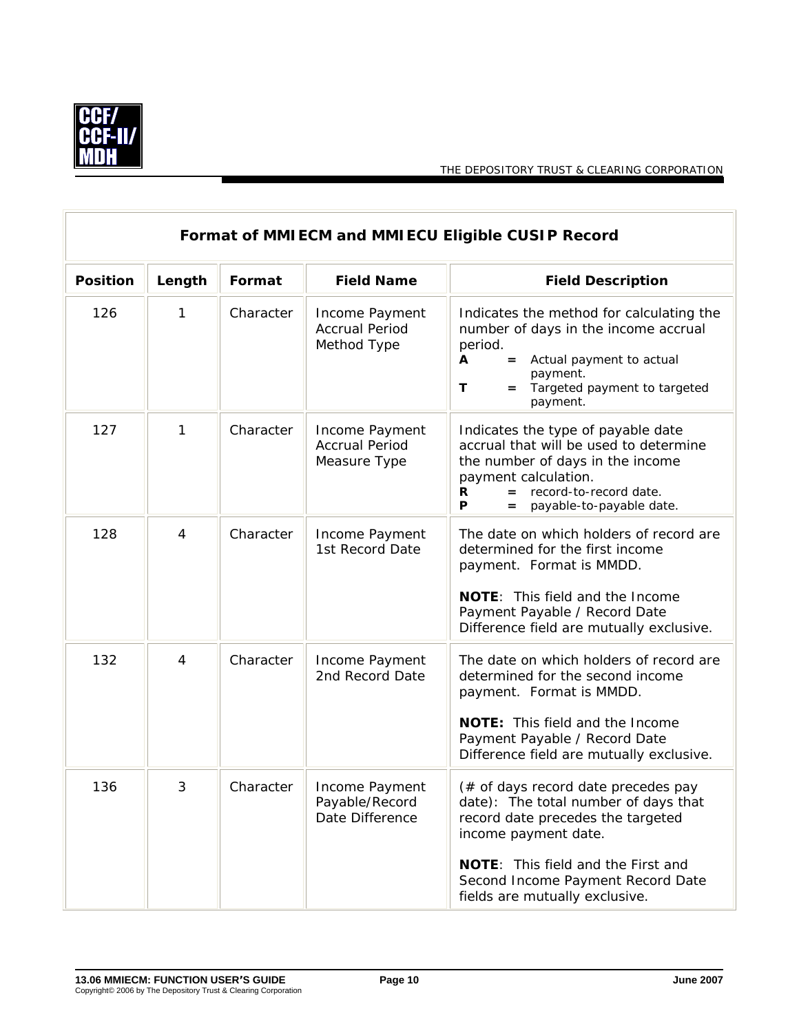| Format of MMIECM and MMIECU Eligible CUSIP Record | | | | |
|---|---|---|---|---|
| **Position** | **Length** | **Format** | **Field Name** | **Field Description** |
| 126 | 1 | Character | Income Payment Accrual Period Method Type | Indicates the method for calculating the number of days in the income accrual period.<br>**A** **=** Actual payment to actual payment.<br>**T** **=** Targeted payment to targeted payment. |
| 127 | 1 | Character | Income Payment Accrual Period Measure Type | Indicates the type of payable date accrual that will be used to determine the number of days in the income payment calculation.<br>**R** **=** record-to-record date.<br>**P** **=** payable-to-payable date. |
| 128 | 4 | Character | Income Payment 1st Record Date | The date on which holders of record are determined for the first income payment. Format is MMDD.<br><br>**NOTE**: This field and the Income Payment Payable / Record Date Difference field are mutually exclusive. |
| 132 | 4 | Character | Income Payment 2nd Record Date | The date on which holders of record are determined for the second income payment. Format is MMDD.<br><br>**NOTE:** This field and the Income Payment Payable / Record Date Difference field are mutually exclusive. |
| 136 | 3 | Character | Income Payment Payable/Record Date Difference | (# of days record date precedes pay date): The total number of days that record date precedes the targeted income payment date.<br><br>**NOTE**: This field and the First and Second Income Payment Record Date fields are mutually exclusive. |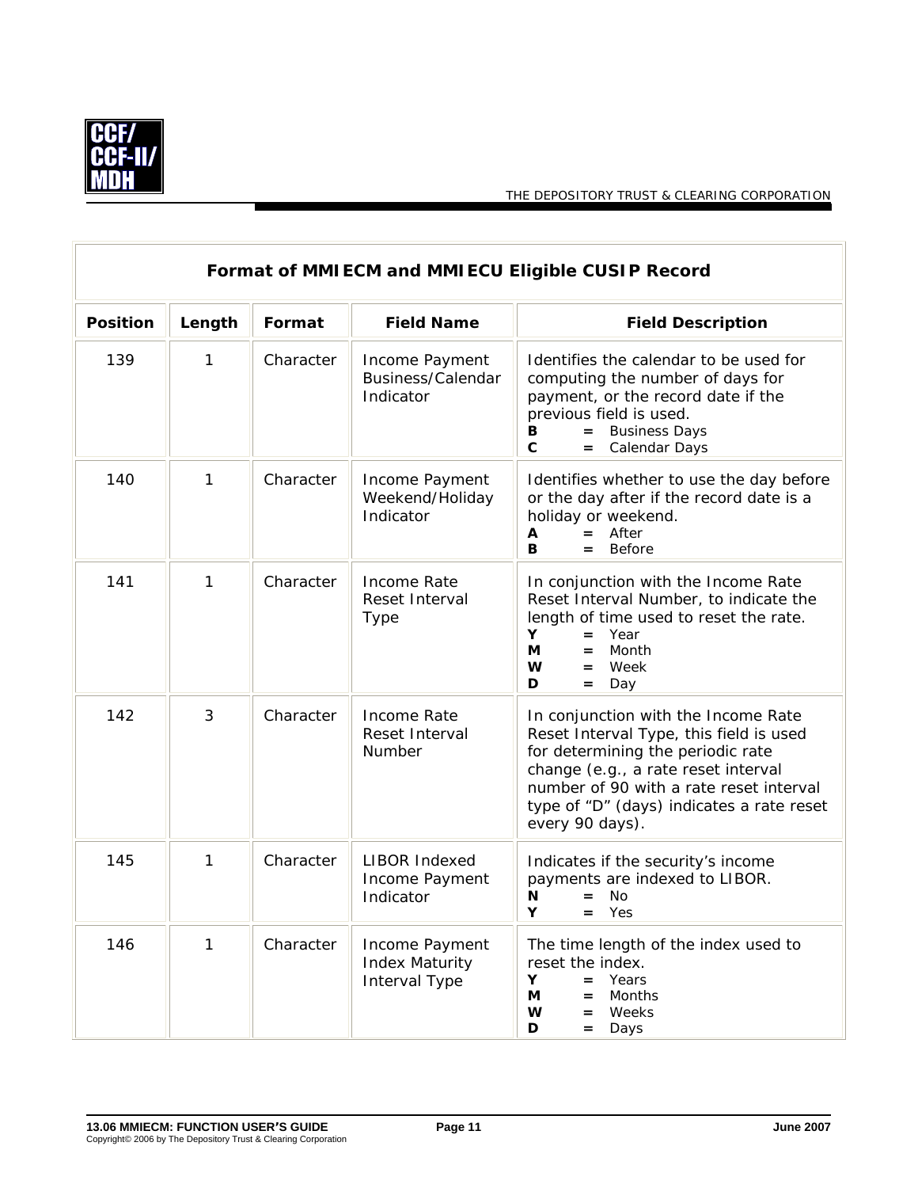| Format of MMIECM and MMIECU Eligible CUSIP Record | | | | |
|---|---|---|---|---|
| **Position** | **Length** | **Format** | **Field Name** | **Field Description** |
| 139 | 1 | Character | Income Payment Business/Calendar Indicator | Identifies the calendar to be used for computing the number of days for payment, or the record date if the previous field is used.<br>**B** **=** Business Days<br>**C** **=** Calendar Days |
| 140 | 1 | Character | Income Payment Weekend/Holiday Indicator | Identifies whether to use the day before or the day after if the record date is a holiday or weekend.<br>**A** **=** After<br>**B** **=** Before |
| 141 | 1 | Character | Income Rate Reset Interval Type | In conjunction with the Income Rate Reset Interval Number, to indicate the length of time used to reset the rate.<br>**Y** **=** Year<br>**M** **=** Month<br>**W** **=** Week<br>**D** **=** Day |
| 142 | 3 | Character | Income Rate Reset Interval Number | In conjunction with the Income Rate Reset Interval Type, this field is used for determining the periodic rate change (e.g., a rate reset interval number of 90 with a rate reset interval type of "D" (days) indicates a rate reset every 90 days). |
| 145 | 1 | Character | LIBOR Indexed Income Payment Indicator | Indicates if the security's income payments are indexed to LIBOR.<br>**N** **=** No<br>**Y** **=** Yes |
| 146 | 1 | Character | Income Payment Index Maturity Interval Type | The time length of the index used to reset the index.<br>**Y** **=** Years<br>**M** **=** Months<br>**W** **=** Weeks<br>**D** **=** Days |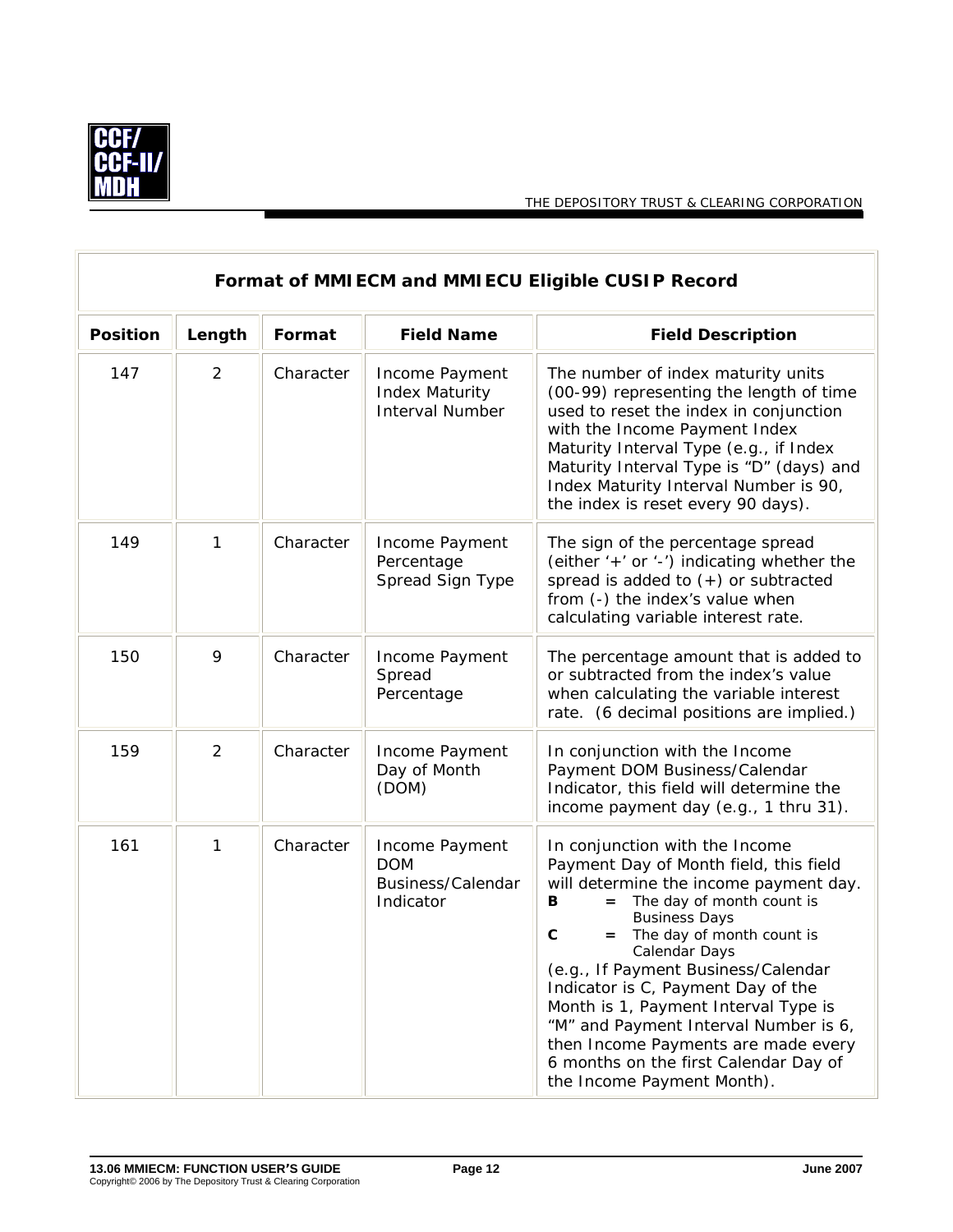| Format of MMIECM and MMIECU Eligible CUSIP Record | | | | |
|---|---|---|---|---|
| **Position** | **Length** | **Format** | **Field Name** | **Field Description** |
| 147 | 2 | Character | Income Payment Index Maturity Interval Number | The number of index maturity units (00-99) representing the length of time used to reset the index in conjunction with the Income Payment Index Maturity Interval Type (e.g., if Index Maturity Interval Type is "D" (days) and Index Maturity Interval Number is 90, the index is reset every 90 days). |
| 149 | 1 | Character | Income Payment Percentage Spread Sign Type | The sign of the percentage spread (either '+' or '-') indicating whether the spread is added to (+) or subtracted from (-) the index's value when calculating variable interest rate. |
| 150 | 9 | Character | Income Payment Spread Percentage | The percentage amount that is added to or subtracted from the index's value when calculating the variable interest rate. (6 decimal positions are implied.) |
| 159 | 2 | Character | Income Payment Day of Month (DOM) | In conjunction with the Income Payment DOM Business/Calendar Indicator, this field will determine the income payment day (e.g., 1 thru 31). |
| 161 | 1 | Character | Income Payment DOM Business/Calendar Indicator | In conjunction with the Income Payment Day of Month field, this field will determine the income payment day.<br>**B** = The day of month count is Business Days<br>**C** = The day of month count is Calendar Days<br>(e.g., If Payment Business/Calendar Indicator is C, Payment Day of the Month is 1, Payment Interval Type is "M" and Payment Interval Number is 6, then Income Payments are made every 6 months on the first Calendar Day of the Income Payment Month). |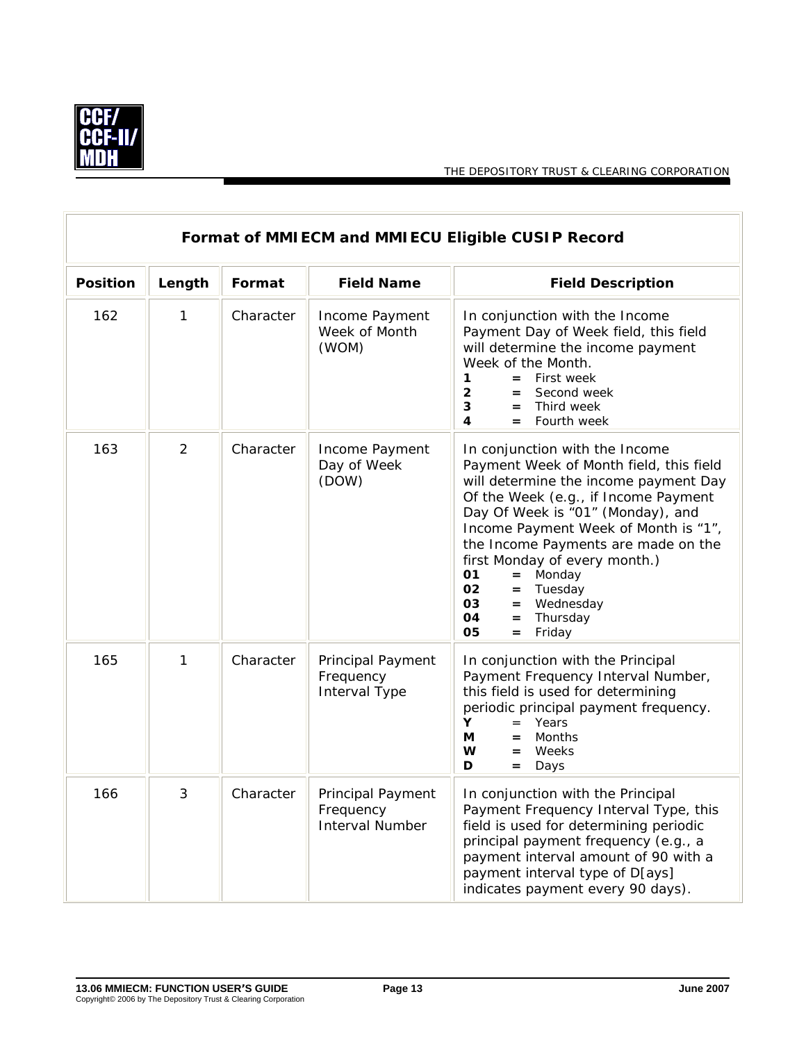| Format of MMIECM and MMIECU Eligible CUSIP Record | | | | |
|---|---|---|---|---|
| **Position** | **Length** | **Format** | **Field Name** | **Field Description** |
| 162 | 1 | Character | Income Payment Week of Month (WOM) | In conjunction with the Income Payment Day of Week field, this field will determine the income payment Week of the Month.<br>**1** = First week<br>**2** = Second week<br>**3** = Third week<br>**4** = Fourth week |
| 163 | 2 | Character | Income Payment Day of Week (DOW) | In conjunction with the Income Payment Week of Month field, this field will determine the income payment Day Of the Week (e.g., if Income Payment Day Of Week is "01" (Monday), and Income Payment Week of Month is "1", the Income Payments are made on the first Monday of every month.)<br>**01** = Monday<br>**02** = Tuesday<br>**03** = Wednesday<br>**04** = Thursday<br>**05** = Friday |
| 165 | 1 | Character | Principal Payment Frequency Interval Type | In conjunction with the Principal Payment Frequency Interval Number, this field is used for determining periodic principal payment frequency.<br>**Y** = Years<br>**M** = Months<br>**W** = Weeks<br>**D** = Days |
| 166 | 3 | Character | Principal Payment Frequency Interval Number | In conjunction with the Principal Payment Frequency Interval Type, this field is used for determining periodic principal payment frequency (e.g., a payment interval amount of 90 with a payment interval type of D[ays] indicates payment every 90 days). |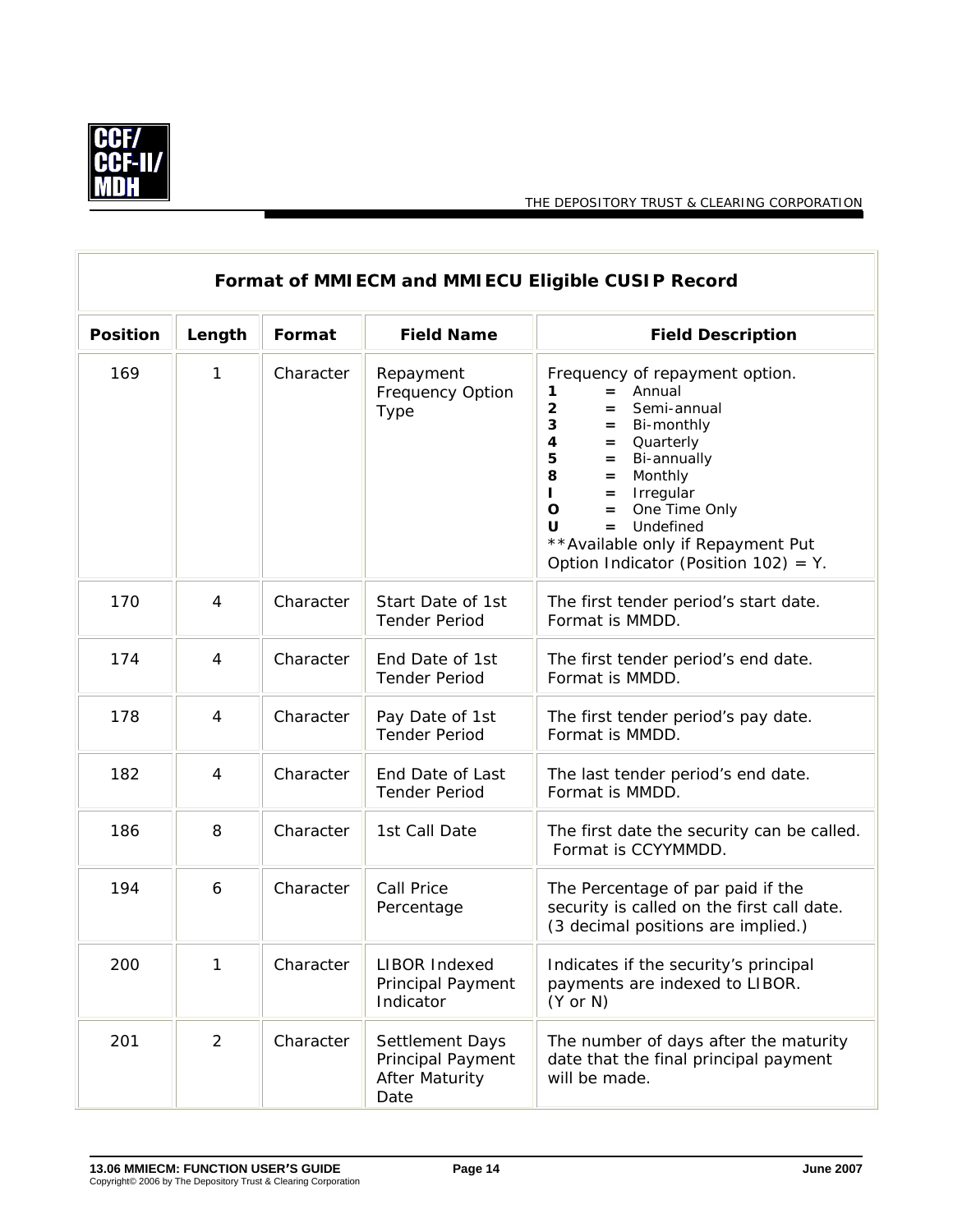## Format of MMIECM and MMIECU Eligible CUSIP Record

| Position | Length | Format | Field Name | Field Description |
|---|---|---|---|---|
| 169 | 1 | Character | Repayment Frequency Option Type | Frequency of repayment option.<br>**1** = Annual<br>**2** = Semi-annual<br>**3** = Bi-monthly<br>**4** = Quarterly<br>**5** = Bi-annually<br>**8** = Monthly<br>**I** = Irregular<br>**O** = One Time Only<br>**U** = Undefined<br>**Available only if Repayment Put Option Indicator (Position 102) = Y. |
| 170 | 4 | Character | Start Date of 1st Tender Period | The first tender period's start date. Format is MMDD. |
| 174 | 4 | Character | End Date of 1st Tender Period | The first tender period's end date. Format is MMDD. |
| 178 | 4 | Character | Pay Date of 1st Tender Period | The first tender period's pay date. Format is MMDD. |
| 182 | 4 | Character | End Date of Last Tender Period | The last tender period's end date. Format is MMDD. |
| 186 | 8 | Character | 1st Call Date | The first date the security can be called. Format is CCYYMMDD. |
| 194 | 6 | Character | Call Price Percentage | The Percentage of par paid if the security is called on the first call date. (3 decimal positions are implied.) |
| 200 | 1 | Character | LIBOR Indexed Principal Payment Indicator | Indicates if the security's principal payments are indexed to LIBOR. (Y or N) |
| 201 | 2 | Character | Settlement Days Principal Payment After Maturity Date | The number of days after the maturity date that the final principal payment will be made. |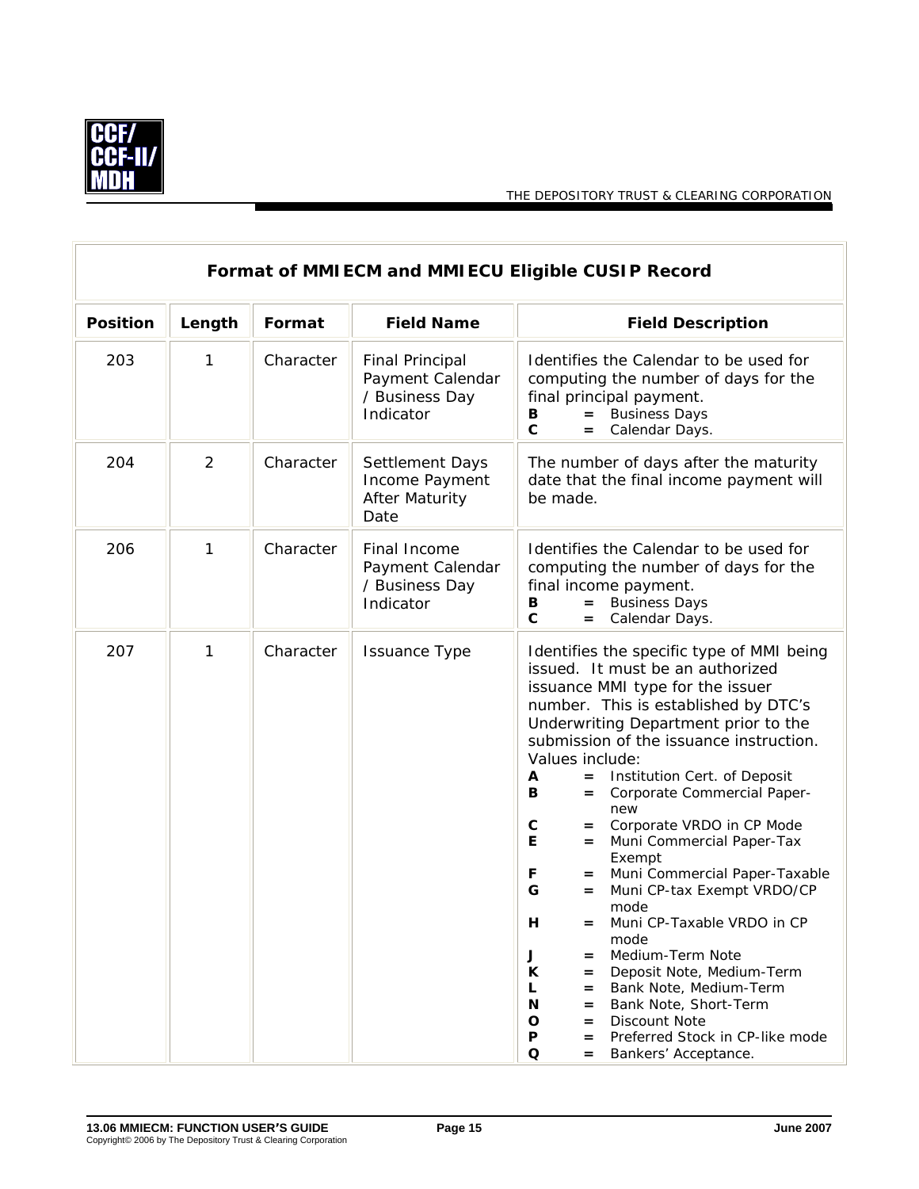| Format of MMIECM and MMIECU Eligible CUSIP Record | | | | |
|---|---|---|---|---|
| **Position** | **Length** | **Format** | **Field Name** | **Field Description** |
| 203 | 1 | Character | Final Principal Payment Calendar / Business Day Indicator | Identifies the Calendar to be used for computing the number of days for the final principal payment.<br>**B** = Business Days<br>**C** = Calendar Days. |
| 204 | 2 | Character | Settlement Days Income Payment After Maturity Date | The number of days after the maturity date that the final income payment will be made. |
| 206 | 1 | Character | Final Income Payment Calendar / Business Day Indicator | Identifies the Calendar to be used for computing the number of days for the final income payment.<br>**B** = Business Days<br>**C** = Calendar Days. |
| 207 | 1 | Character | Issuance Type | Identifies the specific type of MMI being issued. It must be an authorized issuance MMI type for the issuer number. This is established by DTC's Underwriting Department prior to the submission of the issuance instruction. Values include:<br>**A** = Institution Cert. of Deposit<br>**B** = Corporate Commercial Paper-new<br>**C** = Corporate VRDO in CP Mode<br>**E** = Muni Commercial Paper-Tax Exempt<br>**F** = Muni Commercial Paper-Taxable<br>**G** = Muni CP-tax Exempt VRDO/CP mode<br>**H** = Muni CP-Taxable VRDO in CP mode<br>**J** = Medium-Term Note<br>**K** = Deposit Note, Medium-Term<br>**L** = Bank Note, Medium-Term<br>**N** = Bank Note, Short-Term<br>**O** = Discount Note<br>**P** = Preferred Stock in CP-like mode<br>**Q** = Bankers' Acceptance. |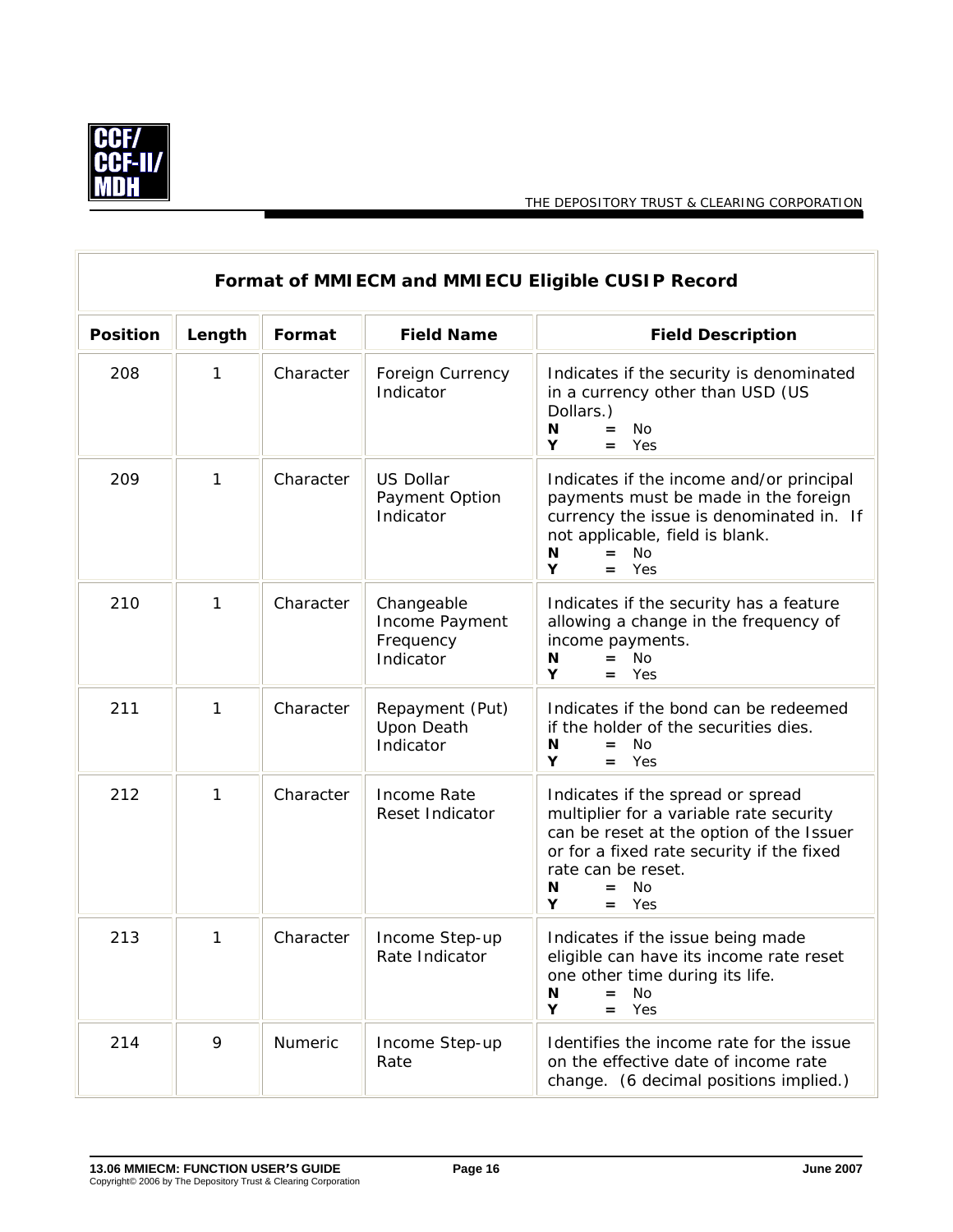| Format of MMIECM and MMIECU Eligible CUSIP Record | | | | |
|---|---|---|---|---|
| **Position** | **Length** | **Format** | **Field Name** | **Field Description** |
| 208 | 1 | Character | Foreign Currency Indicator | Indicates if the security is denominated in a currency other than USD (US Dollars.)<br>**N** = No<br>**Y** = Yes |
| 209 | 1 | Character | US Dollar Payment Option Indicator | Indicates if the income and/or principal payments must be made in the foreign currency the issue is denominated in. If not applicable, field is blank.<br>**N** = No<br>**Y** = Yes |
| 210 | 1 | Character | Changeable Income Payment Frequency Indicator | Indicates if the security has a feature allowing a change in the frequency of income payments.<br>**N** = No<br>**Y** = Yes |
| 211 | 1 | Character | Repayment (Put) Upon Death Indicator | Indicates if the bond can be redeemed if the holder of the securities dies.<br>**N** = No<br>**Y** = Yes |
| 212 | 1 | Character | Income Rate Reset Indicator | Indicates if the spread or spread multiplier for a variable rate security can be reset at the option of the Issuer or for a fixed rate security if the fixed rate can be reset.<br>**N** = No<br>**Y** = Yes |
| 213 | 1 | Character | Income Step-up Rate Indicator | Indicates if the issue being made eligible can have its income rate reset one other time during its life.<br>**N** = No<br>**Y** = Yes |
| 214 | 9 | Numeric | Income Step-up Rate | Identifies the income rate for the issue on the effective date of income rate change. (6 decimal positions implied.) |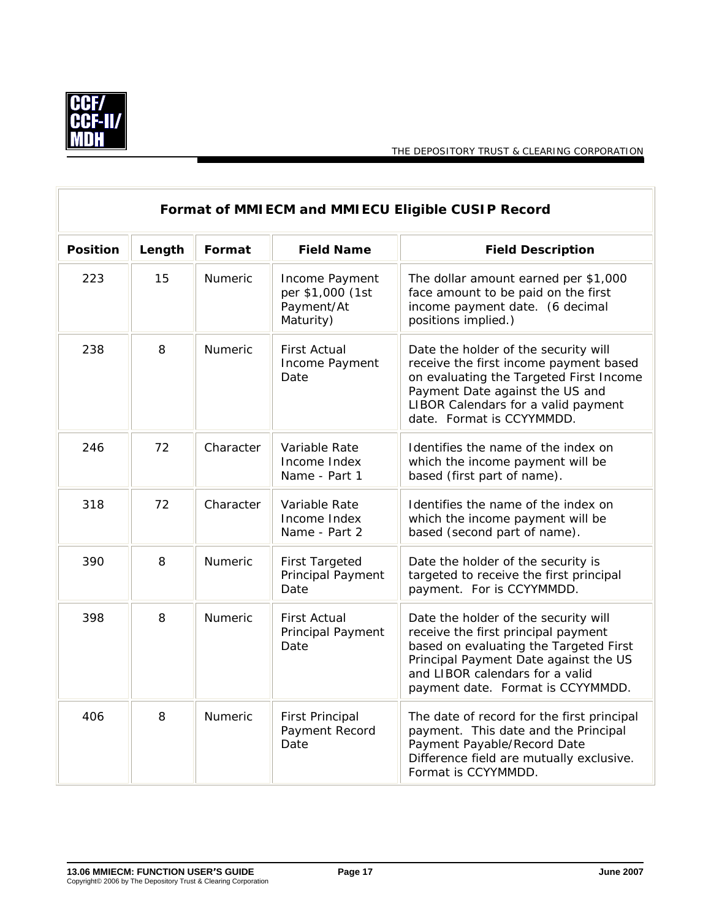| Format of MMIECM and MMIECU Eligible CUSIP Record | | | | |
|---|---|---|---|---|
| **Position** | **Length** | **Format** | **Field Name** | **Field Description** |
| 223 | 15 | Numeric | Income Payment per $1,000 (1st Payment/At Maturity) | The dollar amount earned per $1,000 face amount to be paid on the first income payment date. (6 decimal positions implied.) |
| 238 | 8 | Numeric | First Actual Income Payment Date | Date the holder of the security will receive the first income payment based on evaluating the Targeted First Income Payment Date against the US and LIBOR Calendars for a valid payment date. Format is CCYYMMDD. |
| 246 | 72 | Character | Variable Rate Income Index Name - Part 1 | Identifies the name of the index on which the income payment will be based (first part of name). |
| 318 | 72 | Character | Variable Rate Income Index Name - Part 2 | Identifies the name of the index on which the income payment will be based (second part of name). |
| 390 | 8 | Numeric | First Targeted Principal Payment Date | Date the holder of the security is targeted to receive the first principal payment. For is CCYYMMDD. |
| 398 | 8 | Numeric | First Actual Principal Payment Date | Date the holder of the security will receive the first principal payment based on evaluating the Targeted First Principal Payment Date against the US and LIBOR calendars for a valid payment date. Format is CCYYMMDD. |
| 406 | 8 | Numeric | First Principal Payment Record Date | The date of record for the first principal payment. This date and the Principal Payment Payable/Record Date Difference field are mutually exclusive. Format is CCYYMMDD. |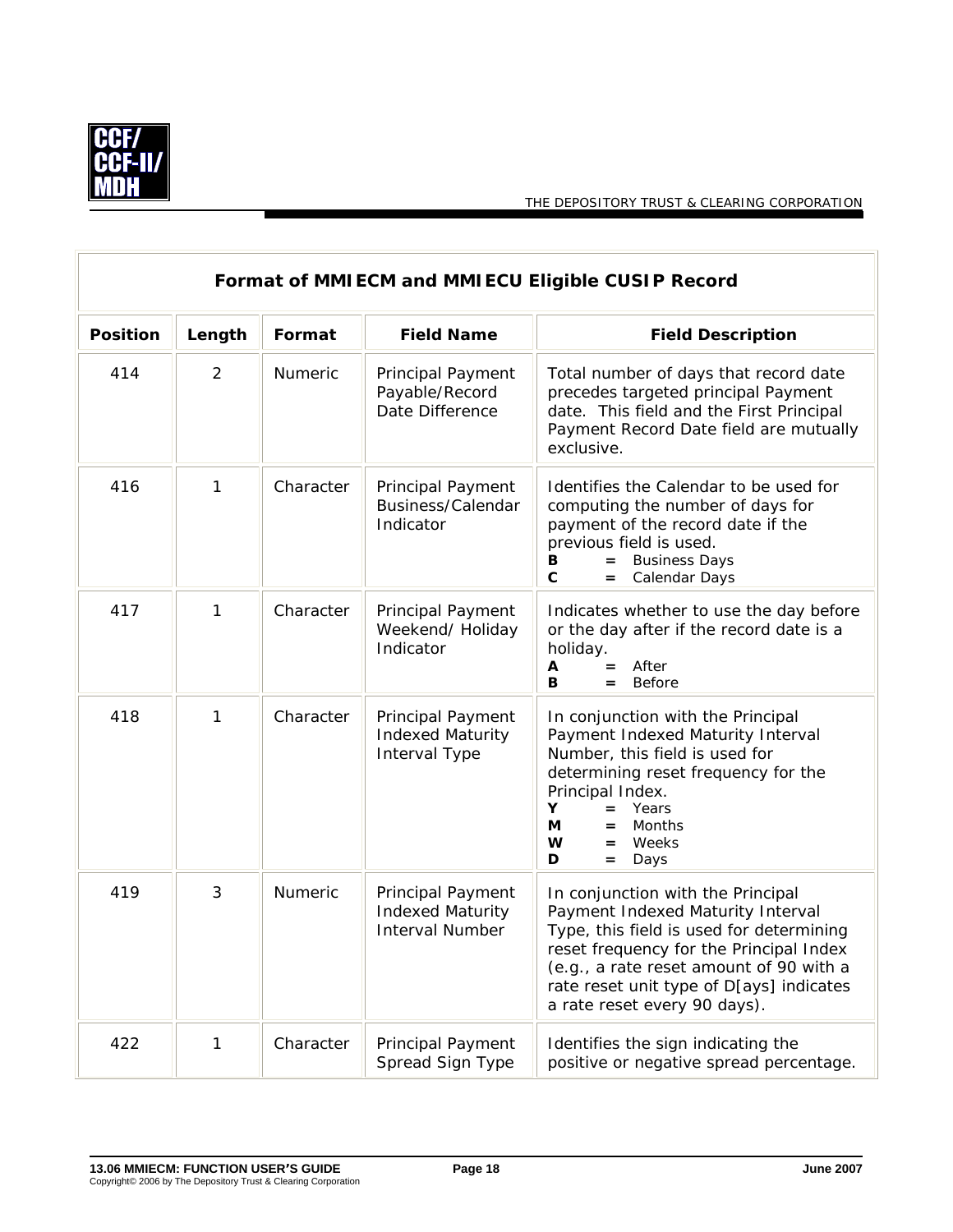| Format of MMIECM and MMIECU Eligible CUSIP Record | | | | |
|---|---|---|---|---|
| **Position** | **Length** | **Format** | **Field Name** | **Field Description** |
| 414 | 2 | Numeric | Principal Payment Payable/Record Date Difference | Total number of days that record date precedes targeted principal Payment date. This field and the First Principal Payment Record Date field are mutually exclusive. |
| 416 | 1 | Character | Principal Payment Business/Calendar Indicator | Identifies the Calendar to be used for computing the number of days for payment of the record date if the previous field is used.<br>**B** = Business Days<br>**C** = Calendar Days |
| 417 | 1 | Character | Principal Payment Weekend/ Holiday Indicator | Indicates whether to use the day before or the day after if the record date is a holiday.<br>**A** = After<br>**B** = Before |
| 418 | 1 | Character | Principal Payment Indexed Maturity Interval Type | In conjunction with the Principal Payment Indexed Maturity Interval Number, this field is used for determining reset frequency for the Principal Index.<br>**Y** = Years<br>**M** = Months<br>**W** = Weeks<br>**D** = Days |
| 419 | 3 | Numeric | Principal Payment Indexed Maturity Interval Number | In conjunction with the Principal Payment Indexed Maturity Interval Type, this field is used for determining reset frequency for the Principal Index (e.g., a rate reset amount of 90 with a rate reset unit type of D[ays] indicates a rate reset every 90 days). |
| 422 | 1 | Character | Principal Payment Spread Sign Type | Identifies the sign indicating the positive or negative spread percentage. |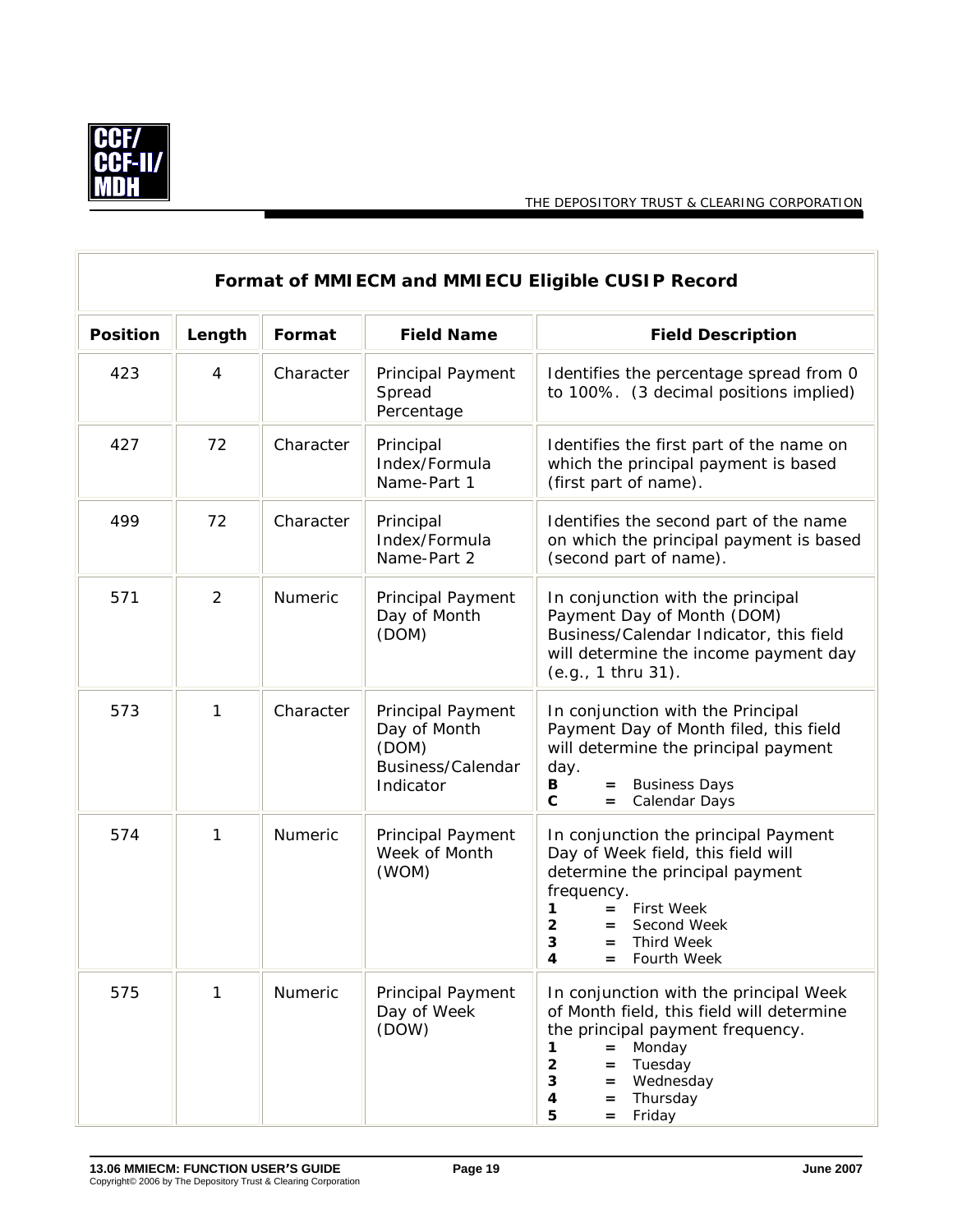| Format of MMIECM and MMIECU Eligible CUSIP Record | | | | |
|---|---|---|---|---|
| **Position** | **Length** | **Format** | **Field Name** | **Field Description** |
| 423 | 4 | Character | Principal Payment Spread Percentage | Identifies the percentage spread from 0 to 100%. (3 decimal positions implied) |
| 427 | 72 | Character | Principal Index/Formula Name-Part 1 | Identifies the first part of the name on which the principal payment is based (first part of name). |
| 499 | 72 | Character | Principal Index/Formula Name-Part 2 | Identifies the second part of the name on which the principal payment is based (second part of name). |
| 571 | 2 | Numeric | Principal Payment Day of Month (DOM) | In conjunction with the principal Payment Day of Month (DOM) Business/Calendar Indicator, this field will determine the income payment day (e.g., 1 thru 31). |
| 573 | 1 | Character | Principal Payment Day of Month (DOM) Business/Calendar Indicator | In conjunction with the Principal Payment Day of Month filed, this field will determine the principal payment day.<br>**B** = Business Days<br>**C** = Calendar Days |
| 574 | 1 | Numeric | Principal Payment Week of Month (WOM) | In conjunction the principal Payment Day of Week field, this field will determine the principal payment frequency.<br>**1** = First Week<br>**2** = Second Week<br>**3** = Third Week<br>**4** = Fourth Week |
| 575 | 1 | Numeric | Principal Payment Day of Week (DOW) | In conjunction with the principal Week of Month field, this field will determine the principal payment frequency.<br>**1** = Monday<br>**2** = Tuesday<br>**3** = Wednesday<br>**4** = Thursday<br>**5** = Friday |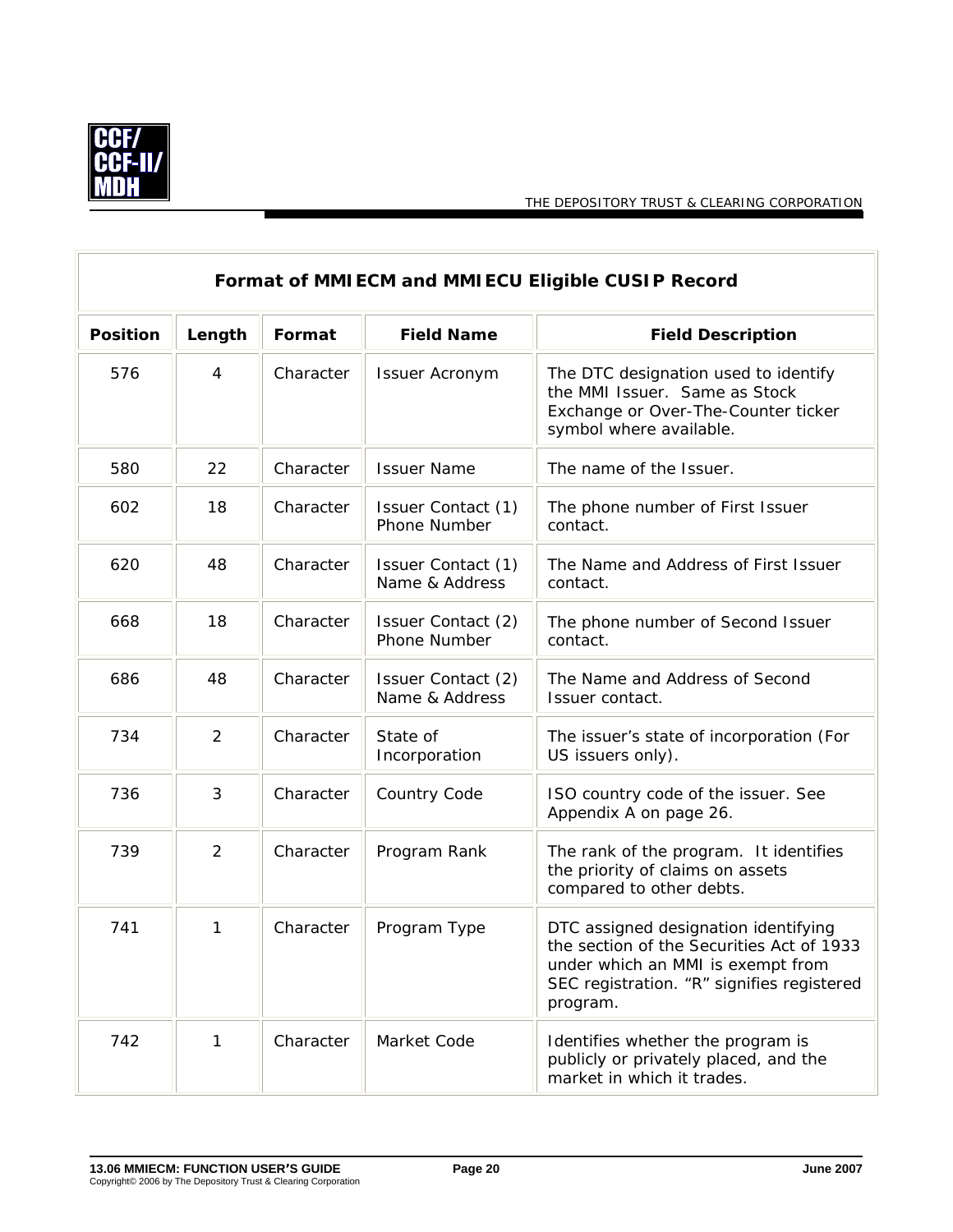| Format of MMIECM and MMIECU Eligible CUSIP Record | | | | |
|---|---|---|---|---|
| **Position** | **Length** | **Format** | **Field Name** | **Field Description** |
| 576 | 4 | Character | Issuer Acronym | The DTC designation used to identify the MMI Issuer. Same as Stock Exchange or Over-The-Counter ticker symbol where available. |
| 580 | 22 | Character | Issuer Name | The name of the Issuer. |
| 602 | 18 | Character | Issuer Contact (1) Phone Number | The phone number of First Issuer contact. |
| 620 | 48 | Character | Issuer Contact (1) Name & Address | The Name and Address of First Issuer contact. |
| 668 | 18 | Character | Issuer Contact (2) Phone Number | The phone number of Second Issuer contact. |
| 686 | 48 | Character | Issuer Contact (2) Name & Address | The Name and Address of Second Issuer contact. |
| 734 | 2 | Character | State of Incorporation | The issuer's state of incorporation (For US issuers only). |
| 736 | 3 | Character | Country Code | ISO country code of the issuer. See Appendix A on page 26. |
| 739 | 2 | Character | Program Rank | The rank of the program. It identifies the priority of claims on assets compared to other debts. |
| 741 | 1 | Character | Program Type | DTC assigned designation identifying the section of the Securities Act of 1933 under which an MMI is exempt from SEC registration. "R" signifies registered program. |
| 742 | 1 | Character | Market Code | Identifies whether the program is publicly or privately placed, and the market in which it trades. |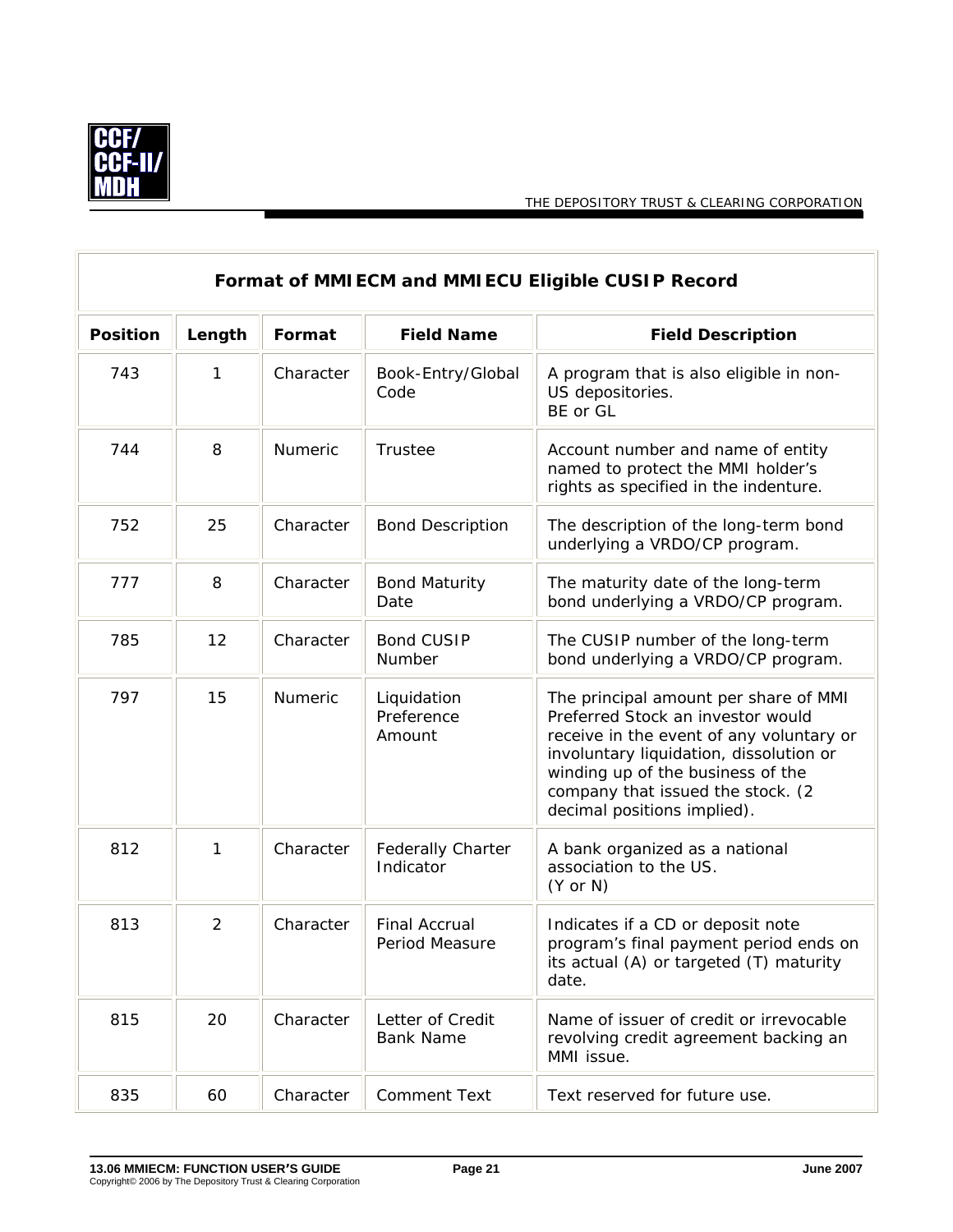| Format of MMIECM and MMIECU Eligible CUSIP Record | | | | |
|---|---|---|---|---|
| **Position** | **Length** | **Format** | **Field Name** | **Field Description** |
| 743 | 1 | Character | Book-Entry/Global Code | A program that is also eligible in non-US depositories.<br>BE or GL |
| 744 | 8 | Numeric | Trustee | Account number and name of entity named to protect the MMI holder's rights as specified in the indenture. |
| 752 | 25 | Character | Bond Description | The description of the long-term bond underlying a VRDO/CP program. |
| 777 | 8 | Character | Bond Maturity Date | The maturity date of the long-term bond underlying a VRDO/CP program. |
| 785 | 12 | Character | Bond CUSIP Number | The CUSIP number of the long-term bond underlying a VRDO/CP program. |
| 797 | 15 | Numeric | Liquidation Preference Amount | The principal amount per share of MMI Preferred Stock an investor would receive in the event of any voluntary or involuntary liquidation, dissolution or winding up of the business of the company that issued the stock. (2 decimal positions implied). |
| 812 | 1 | Character | Federally Charter Indicator | A bank organized as a national association to the US.<br>(Y or N) |
| 813 | 2 | Character | Final Accrual Period Measure | Indicates if a CD or deposit note program's final payment period ends on its actual (A) or targeted (T) maturity date. |
| 815 | 20 | Character | Letter of Credit Bank Name | Name of issuer of credit or irrevocable revolving credit agreement backing an MMI issue. |
| 835 | 60 | Character | Comment Text | Text reserved for future use. |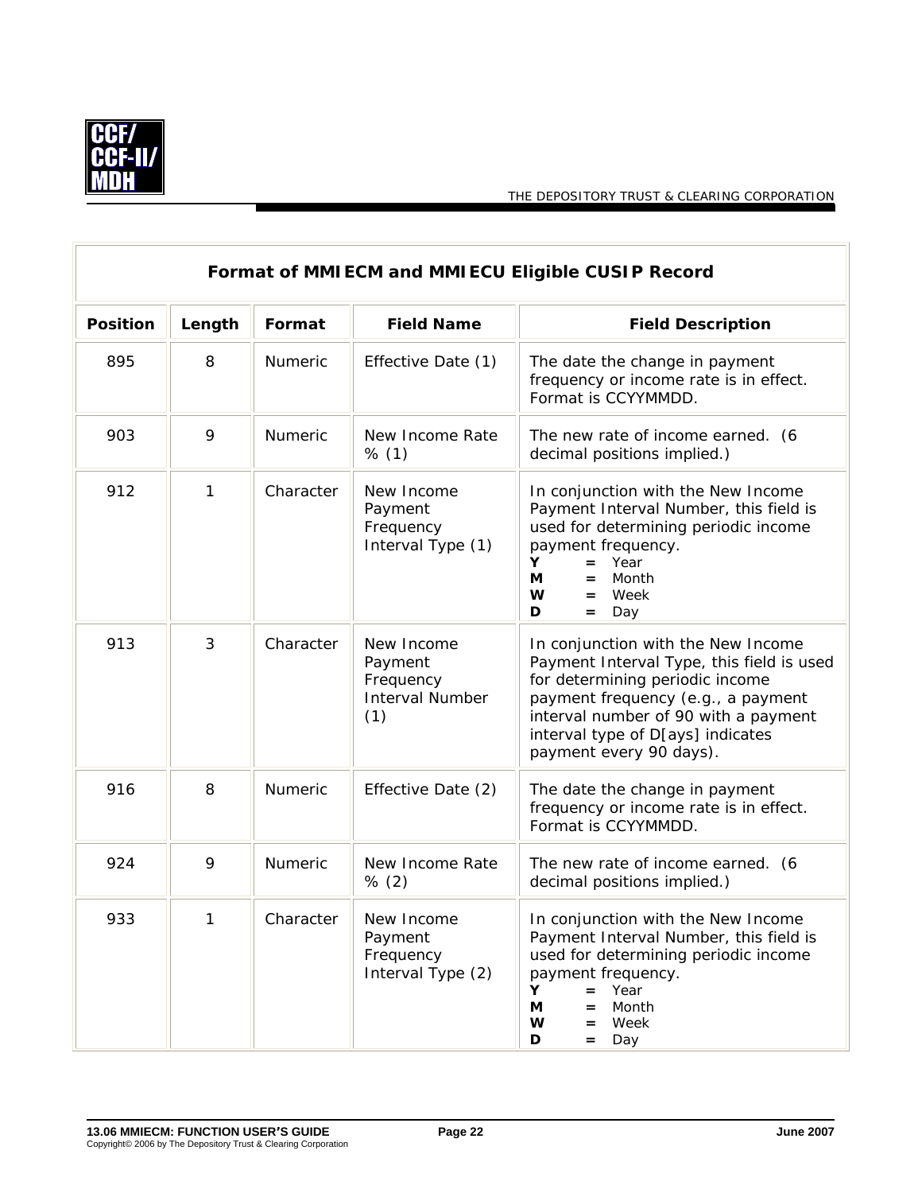| Format of MMIECM and MMIECU Eligible CUSIP Record | | | | |
|---|---|---|---|---|
| **Position** | **Length** | **Format** | **Field Name** | **Field Description** |
| 895 | 8 | Numeric | Effective Date (1) | The date the change in payment frequency or income rate is in effect. Format is CCYYMMDD. |
| 903 | 9 | Numeric | New Income Rate % (1) | The new rate of income earned. (6 decimal positions implied.) |
| 912 | 1 | Character | New Income Payment Frequency Interval Type (1) | In conjunction with the New Income Payment Interval Number, this field is used for determining periodic income payment frequency.<br>**Y** = Year<br>**M** = Month<br>**W** = Week<br>**D** = Day |
| 913 | 3 | Character | New Income Payment Frequency Interval Number (1) | In conjunction with the New Income Payment Interval Type, this field is used for determining periodic income payment frequency (e.g., a payment interval number of 90 with a payment interval type of D[ays] indicates payment every 90 days). |
| 916 | 8 | Numeric | Effective Date (2) | The date the change in payment frequency or income rate is in effect. Format is CCYYMMDD. |
| 924 | 9 | Numeric | New Income Rate % (2) | The new rate of income earned. (6 decimal positions implied.) |
| 933 | 1 | Character | New Income Payment Frequency Interval Type (2) | In conjunction with the New Income Payment Interval Number, this field is used for determining periodic income payment frequency.<br>**Y** = Year<br>**M** = Month<br>**W** = Week<br>**D** = Day |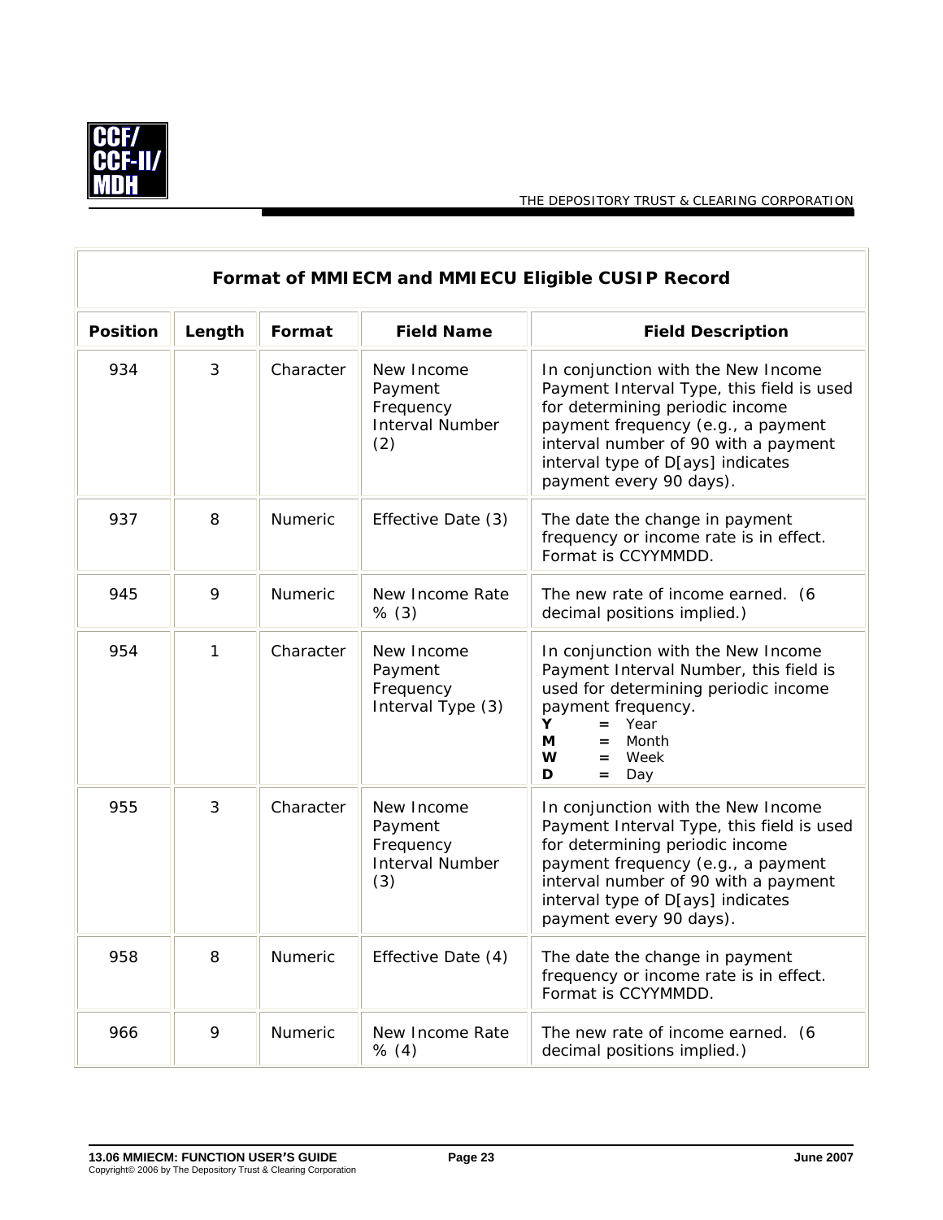| Format of MMIECM and MMIECU Eligible CUSIP Record | | | | |
|---|---|---|---|---|
| **Position** | **Length** | **Format** | **Field Name** | **Field Description** |
| 934 | 3 | Character | New Income Payment Frequency Interval Number (2) | In conjunction with the New Income Payment Interval Type, this field is used for determining periodic income payment frequency (e.g., a payment interval number of 90 with a payment interval type of D[ays] indicates payment every 90 days). |
| 937 | 8 | Numeric | Effective Date (3) | The date the change in payment frequency or income rate is in effect. Format is CCYYMMDD. |
| 945 | 9 | Numeric | New Income Rate % (3) | The new rate of income earned. (6 decimal positions implied.) |
| 954 | 1 | Character | New Income Payment Frequency Interval Type (3) | In conjunction with the New Income Payment Interval Number, this field is used for determining periodic income payment frequency.<br>**Y** = Year<br>**M** = Month<br>**W** = Week<br>**D** = Day |
| 955 | 3 | Character | New Income Payment Frequency Interval Number (3) | In conjunction with the New Income Payment Interval Type, this field is used for determining periodic income payment frequency (e.g., a payment interval number of 90 with a payment interval type of D[ays] indicates payment every 90 days). |
| 958 | 8 | Numeric | Effective Date (4) | The date the change in payment frequency or income rate is in effect. Format is CCYYMMDD. |
| 966 | 9 | Numeric | New Income Rate % (4) | The new rate of income earned. (6 decimal positions implied.) |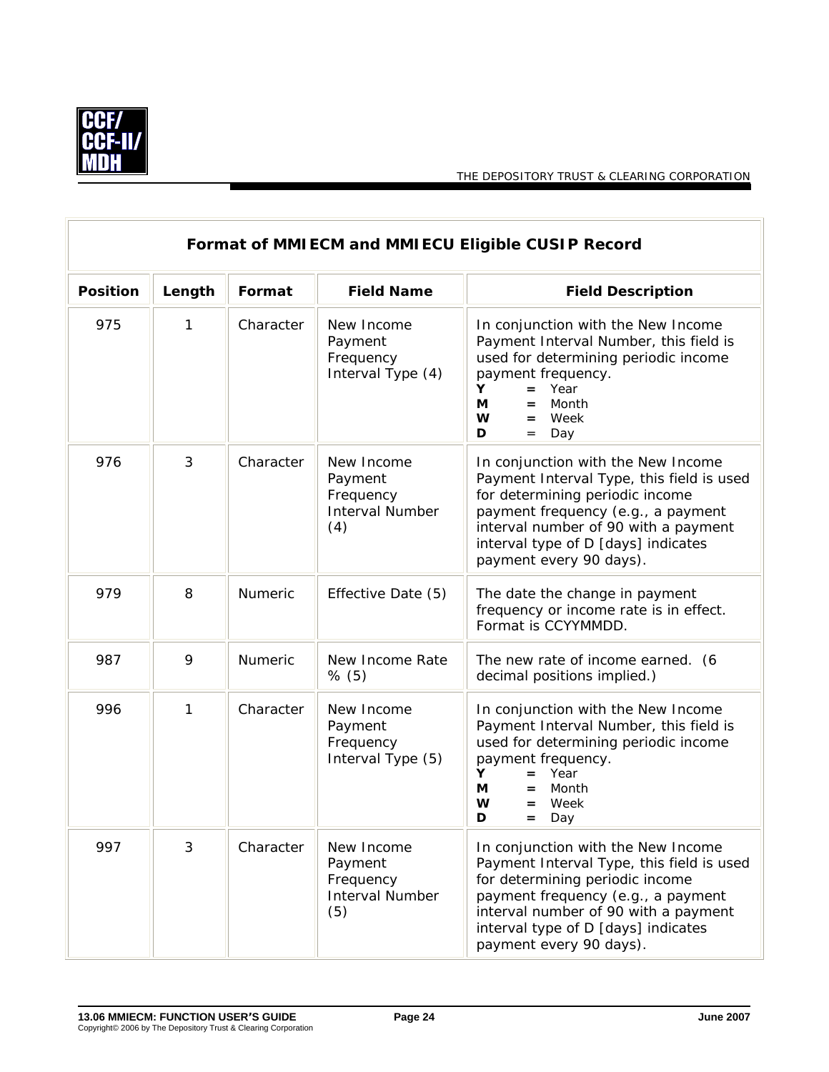| Format of MMIECM and MMIECU Eligible CUSIP Record | | | | |
|---|---|---|---|---|
| **Position** | **Length** | **Format** | **Field Name** | **Field Description** |
| 975 | 1 | Character | New Income Payment Frequency Interval Type (4) | In conjunction with the New Income Payment Interval Number, this field is used for determining periodic income payment frequency.<br>**Y** = Year<br>**M** = Month<br>**W** = Week<br>**D** = Day |
| 976 | 3 | Character | New Income Payment Frequency Interval Number (4) | In conjunction with the New Income Payment Interval Type, this field is used for determining periodic income payment frequency (e.g., a payment interval number of 90 with a payment interval type of D [days] indicates payment every 90 days). |
| 979 | 8 | Numeric | Effective Date (5) | The date the change in payment frequency or income rate is in effect. Format is CCYYMMDD. |
| 987 | 9 | Numeric | New Income Rate % (5) | The new rate of income earned. (6 decimal positions implied.) |
| 996 | 1 | Character | New Income Payment Frequency Interval Type (5) | In conjunction with the New Income Payment Interval Number, this field is used for determining periodic income payment frequency.<br>**Y** = Year<br>**M** = Month<br>**W** = Week<br>**D** = Day |
| 997 | 3 | Character | New Income Payment Frequency Interval Number (5) | In conjunction with the New Income Payment Interval Type, this field is used for determining periodic income payment frequency (e.g., a payment interval number of 90 with a payment interval type of D [days] indicates payment every 90 days). |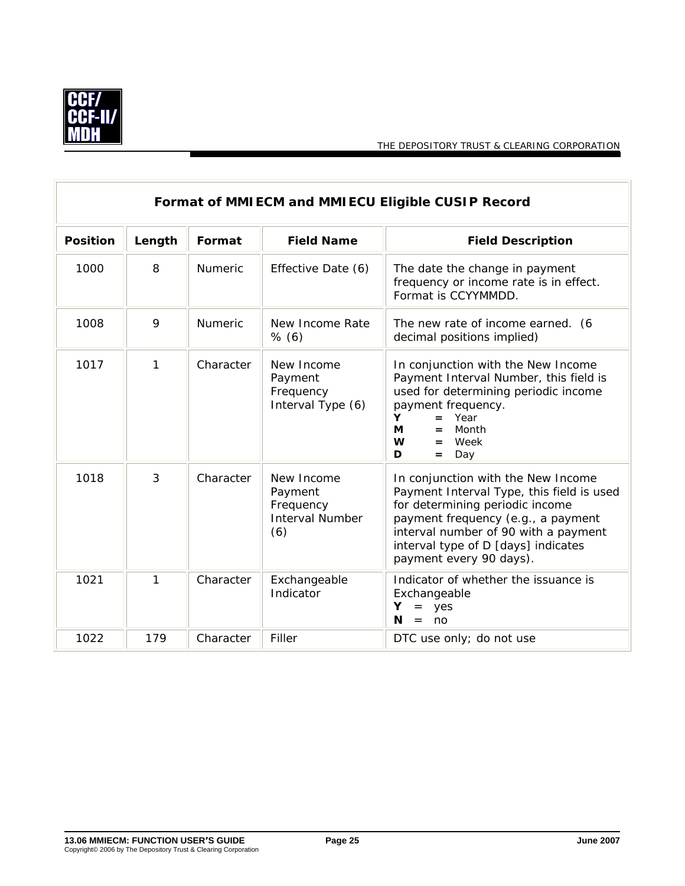| Format of MMIECM and MMIECU Eligible CUSIP Record | | | | |
|---|---|---|---|---|
| **Position** | **Length** | **Format** | **Field Name** | **Field Description** |
| 1000 | 8 | Numeric | Effective Date (6) | The date the change in payment frequency or income rate is in effect. Format is CCYYMMDD. |
| 1008 | 9 | Numeric | New Income Rate % (6) | The new rate of income earned. (6 decimal positions implied) |
| 1017 | 1 | Character | New Income Payment Frequency Interval Type (6) | In conjunction with the New Income Payment Interval Number, this field is used for determining periodic income payment frequency.<br>**Y** = Year<br>**M** = Month<br>**W** = Week<br>**D** = Day |
| 1018 | 3 | Character | New Income Payment Frequency Interval Number (6) | In conjunction with the New Income Payment Interval Type, this field is used for determining periodic income payment frequency (e.g., a payment interval number of 90 with a payment interval type of D [days] indicates payment every 90 days). |
| 1021 | 1 | Character | Exchangeable Indicator | Indicator of whether the issuance is Exchangeable<br>**Y** = yes<br>**N** = no |
| 1022 | 179 | Character | Filler | DTC use only; do not use |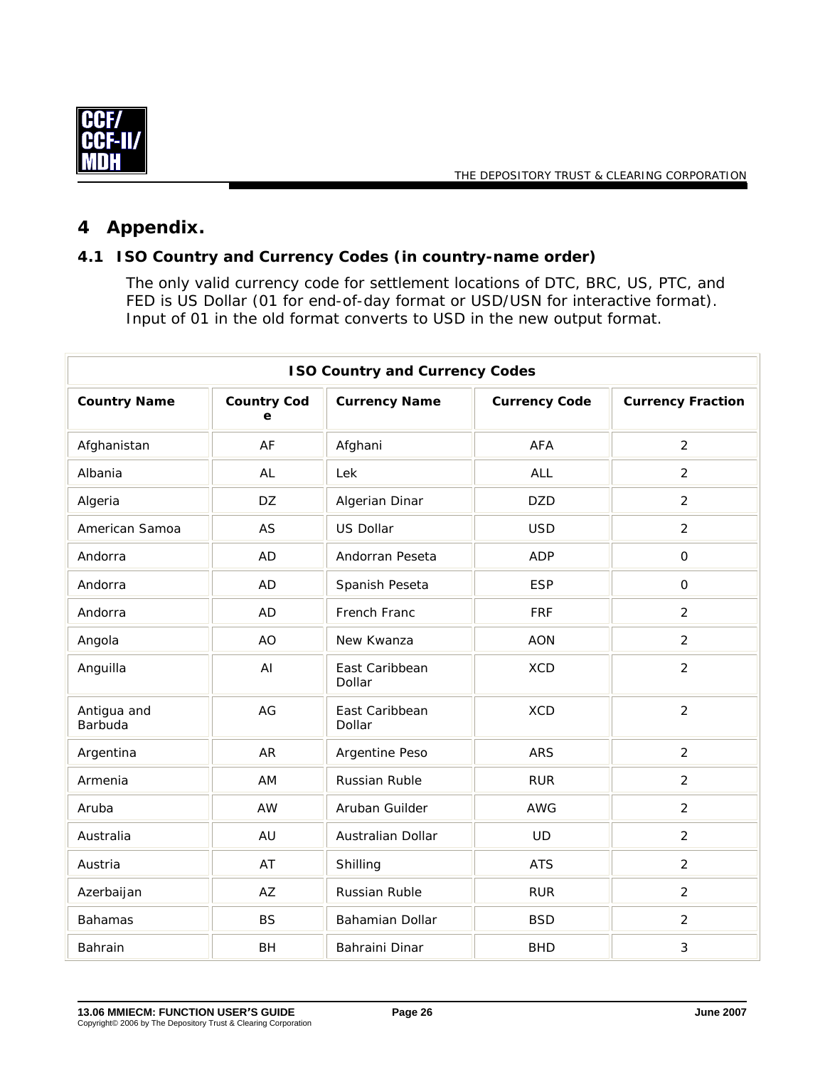# 4 Appendix.

## 4.1 ISO Country and Currency Codes (in country-name order)

The only valid currency code for settlement locations of DTC, BRC, US, PTC, and FED is US Dollar (01 for end-of-day format or USD/USN for interactive format). Input of 01 in the old format converts to USD in the new output format.

| ISO Country and Currency Codes | | | | |
|---|---|---|---|---|
| **Country Name** | **Country Code** | **Currency Name** | **Currency Code** | **Currency Fraction** |
| Afghanistan | AF | Afghani | AFA | 2 |
| Albania | AL | Lek | ALL | 2 |
| Algeria | DZ | Algerian Dinar | DZD | 2 |
| American Samoa | AS | US Dollar | USD | 2 |
| Andorra | AD | Andorran Peseta | ADP | 0 |
| Andorra | AD | Spanish Peseta | ESP | 0 |
| Andorra | AD | French Franc | FRF | 2 |
| Angola | AO | New Kwanza | AON | 2 |
| Anguilla | AI | East Caribbean Dollar | XCD | 2 |
| Antigua and Barbuda | AG | East Caribbean Dollar | XCD | 2 |
| Argentina | AR | Argentine Peso | ARS | 2 |
| Armenia | AM | Russian Ruble | RUR | 2 |
| Aruba | AW | Aruban Guilder | AWG | 2 |
| Australia | AU | Australian Dollar | UD | 2 |
| Austria | AT | Shilling | ATS | 2 |
| Azerbaijan | AZ | Russian Ruble | RUR | 2 |
| Bahamas | BS | Bahamian Dollar | BSD | 2 |
| Bahrain | BH | Bahraini Dinar | BHD | 3 |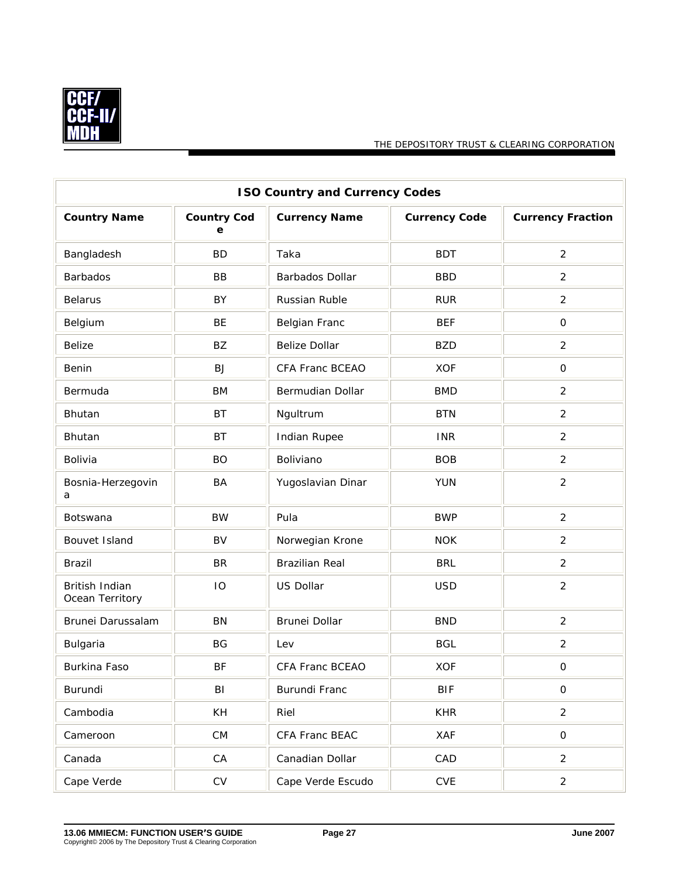| ISO Country and Currency Codes | | | | |
|---|---|---|---|---|
| **Country Name** | **Country Code** | **Currency Name** | **Currency Code** | **Currency Fraction** |
| Bangladesh | BD | Taka | BDT | 2 |
| Barbados | BB | Barbados Dollar | BBD | 2 |
| Belarus | BY | Russian Ruble | RUR | 2 |
| Belgium | BE | Belgian Franc | BEF | 0 |
| Belize | BZ | Belize Dollar | BZD | 2 |
| Benin | BJ | CFA Franc BCEAO | XOF | 0 |
| Bermuda | BM | Bermudian Dollar | BMD | 2 |
| Bhutan | BT | Ngultrum | BTN | 2 |
| Bhutan | BT | Indian Rupee | INR | 2 |
| Bolivia | BO | Boliviano | BOB | 2 |
| Bosnia-Herzegovina | BA | Yugoslavian Dinar | YUN | 2 |
| Botswana | BW | Pula | BWP | 2 |
| Bouvet Island | BV | Norwegian Krone | NOK | 2 |
| Brazil | BR | Brazilian Real | BRL | 2 |
| British Indian Ocean Territory | IO | US Dollar | USD | 2 |
| Brunei Darussalam | BN | Brunei Dollar | BND | 2 |
| Bulgaria | BG | Lev | BGL | 2 |
| Burkina Faso | BF | CFA Franc BCEAO | XOF | 0 |
| Burundi | BI | Burundi Franc | BIF | 0 |
| Cambodia | KH | Riel | KHR | 2 |
| Cameroon | CM | CFA Franc BEAC | XAF | 0 |
| Canada | CA | Canadian Dollar | CAD | 2 |
| Cape Verde | CV | Cape Verde Escudo | CVE | 2 |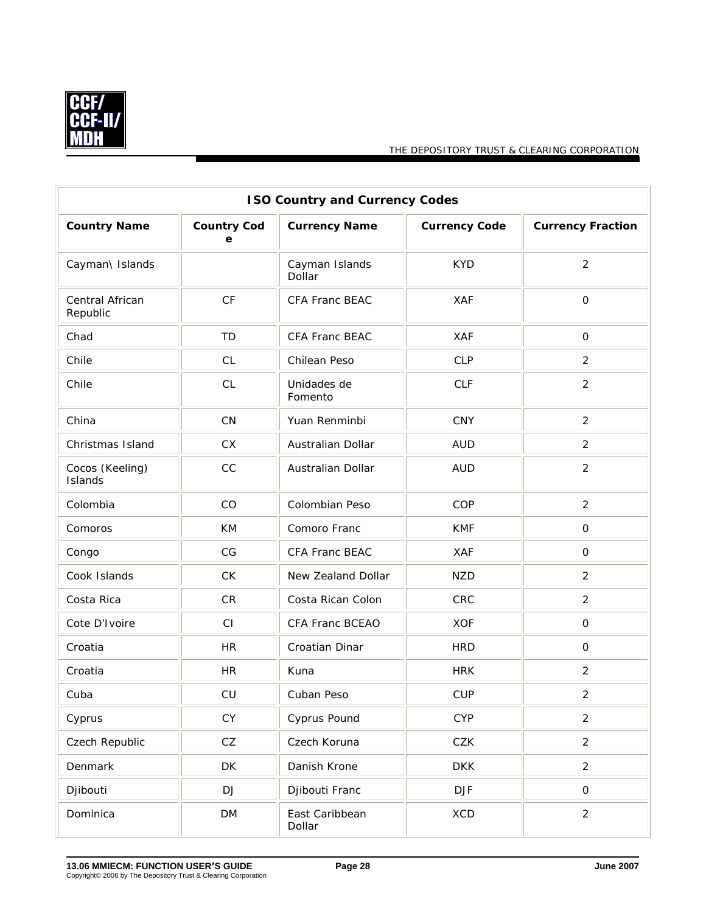| ISO Country and Currency Codes | | | | |
|---|---|---|---|---|
| **Country Name** | **Country Code** | **Currency Name** | **Currency Code** | **Currency Fraction** |
| Cayman\ Islands | | Cayman Islands Dollar | KYD | 2 |
| Central African Republic | CF | CFA Franc BEAC | XAF | 0 |
| Chad | TD | CFA Franc BEAC | XAF | 0 |
| Chile | CL | Chilean Peso | CLP | 2 |
| Chile | CL | Unidades de Fomento | CLF | 2 |
| China | CN | Yuan Renminbi | CNY | 2 |
| Christmas Island | CX | Australian Dollar | AUD | 2 |
| Cocos (Keeling) Islands | CC | Australian Dollar | AUD | 2 |
| Colombia | CO | Colombian Peso | COP | 2 |
| Comoros | KM | Comoro Franc | KMF | 0 |
| Congo | CG | CFA Franc BEAC | XAF | 0 |
| Cook Islands | CK | New Zealand Dollar | NZD | 2 |
| Costa Rica | CR | Costa Rican Colon | CRC | 2 |
| Cote D'Ivoire | CI | CFA Franc BCEAO | XOF | 0 |
| Croatia | HR | Croatian Dinar | HRD | 0 |
| Croatia | HR | Kuna | HRK | 2 |
| Cuba | CU | Cuban Peso | CUP | 2 |
| Cyprus | CY | Cyprus Pound | CYP | 2 |
| Czech Republic | CZ | Czech Koruna | CZK | 2 |
| Denmark | DK | Danish Krone | DKK | 2 |
| Djibouti | DJ | Djibouti Franc | DJF | 0 |
| Dominica | DM | East Caribbean Dollar | XCD | 2 |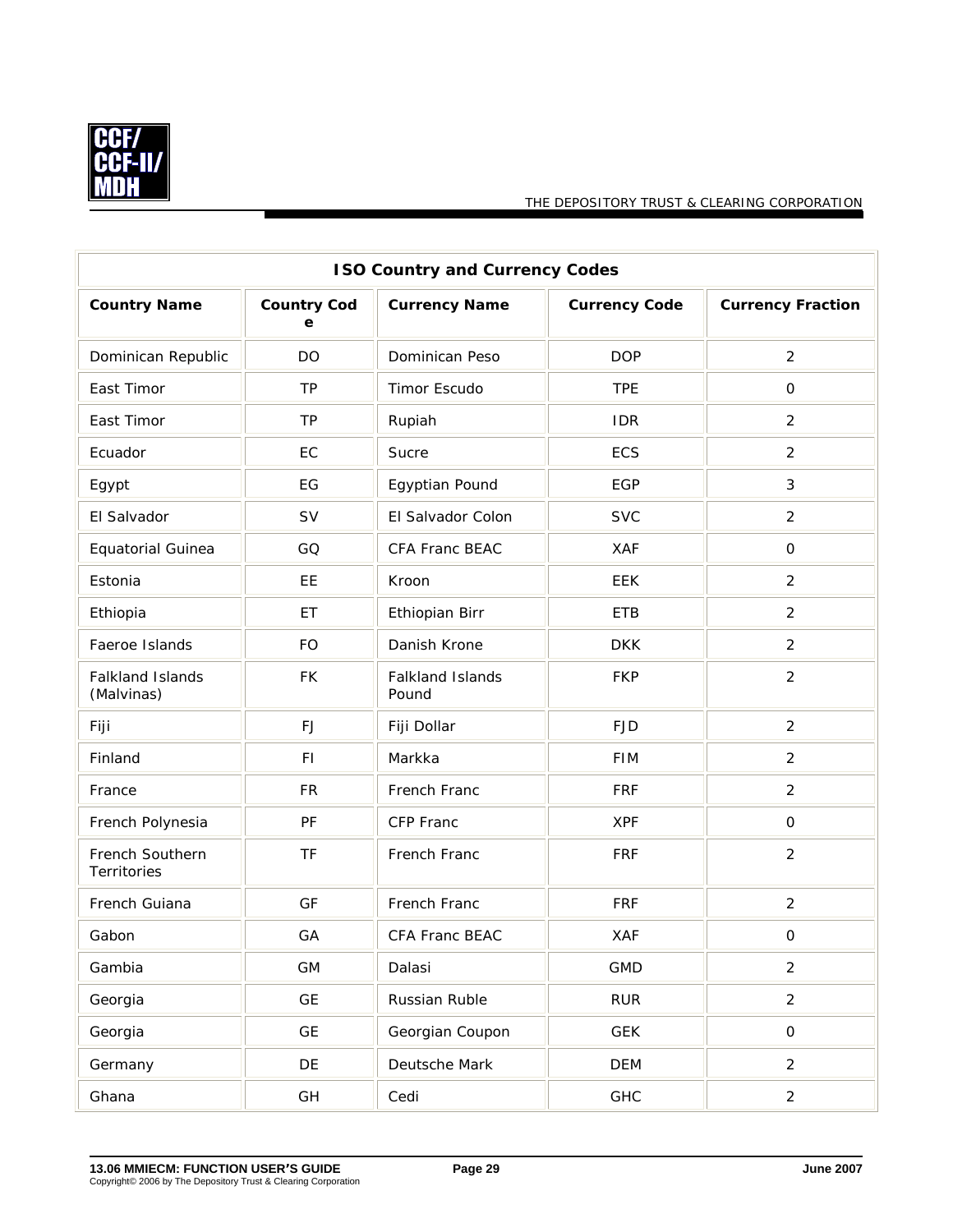| ISO Country and Currency Codes | | | | |
|---|---|---|---|---|
| **Country Name** | **Country Code** | **Currency Name** | **Currency Code** | **Currency Fraction** |
| Dominican Republic | DO | Dominican Peso | DOP | 2 |
| East Timor | TP | Timor Escudo | TPE | 0 |
| East Timor | TP | Rupiah | IDR | 2 |
| Ecuador | EC | Sucre | ECS | 2 |
| Egypt | EG | Egyptian Pound | EGP | 3 |
| El Salvador | SV | El Salvador Colon | SVC | 2 |
| Equatorial Guinea | GQ | CFA Franc BEAC | XAF | 0 |
| Estonia | EE | Kroon | EEK | 2 |
| Ethiopia | ET | Ethiopian Birr | ETB | 2 |
| Faeroe Islands | FO | Danish Krone | DKK | 2 |
| Falkland Islands (Malvinas) | FK | Falkland Islands Pound | FKP | 2 |
| Fiji | FJ | Fiji Dollar | FJD | 2 |
| Finland | FI | Markka | FIM | 2 |
| France | FR | French Franc | FRF | 2 |
| French Polynesia | PF | CFP Franc | XPF | 0 |
| French Southern Territories | TF | French Franc | FRF | 2 |
| French Guiana | GF | French Franc | FRF | 2 |
| Gabon | GA | CFA Franc BEAC | XAF | 0 |
| Gambia | GM | Dalasi | GMD | 2 |
| Georgia | GE | Russian Ruble | RUR | 2 |
| Georgia | GE | Georgian Coupon | GEK | 0 |
| Germany | DE | Deutsche Mark | DEM | 2 |
| Ghana | GH | Cedi | GHC | 2 |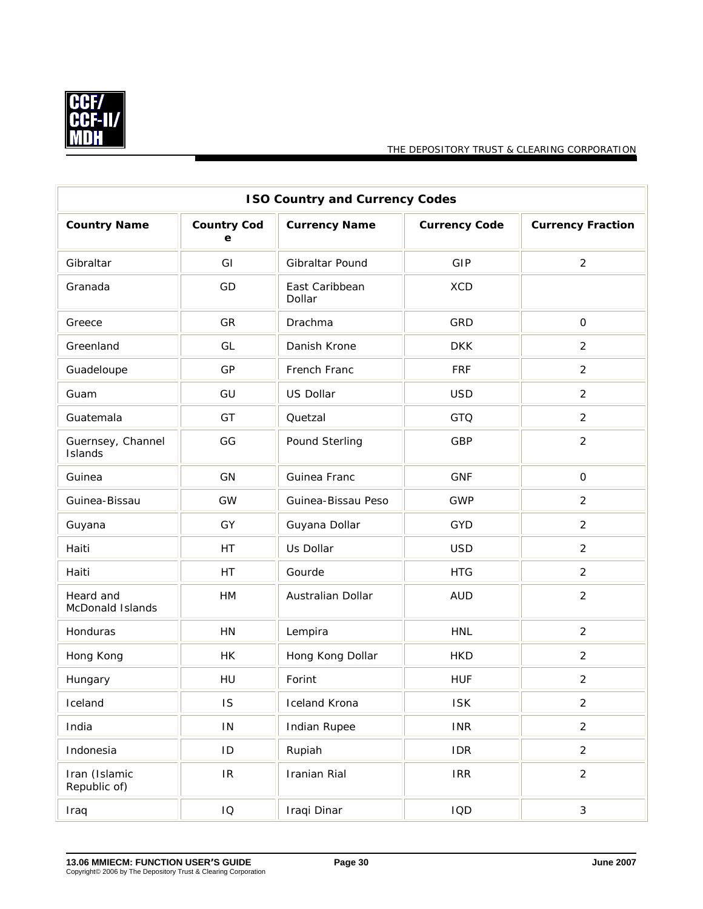| ISO Country and Currency Codes | | | | |
|---|---|---|---|---|
| **Country Name** | **Country Code** | **Currency Name** | **Currency Code** | **Currency Fraction** |
| Gibraltar | GI | Gibraltar Pound | GIP | 2 |
| Granada | GD | East Caribbean Dollar | XCD | |
| Greece | GR | Drachma | GRD | 0 |
| Greenland | GL | Danish Krone | DKK | 2 |
| Guadeloupe | GP | French Franc | FRF | 2 |
| Guam | GU | US Dollar | USD | 2 |
| Guatemala | GT | Quetzal | GTQ | 2 |
| Guernsey, Channel Islands | GG | Pound Sterling | GBP | 2 |
| Guinea | GN | Guinea Franc | GNF | 0 |
| Guinea-Bissau | GW | Guinea-Bissau Peso | GWP | 2 |
| Guyana | GY | Guyana Dollar | GYD | 2 |
| Haiti | HT | Us Dollar | USD | 2 |
| Haiti | HT | Gourde | HTG | 2 |
| Heard and McDonald Islands | HM | Australian Dollar | AUD | 2 |
| Honduras | HN | Lempira | HNL | 2 |
| Hong Kong | HK | Hong Kong Dollar | HKD | 2 |
| Hungary | HU | Forint | HUF | 2 |
| Iceland | IS | Iceland Krona | ISK | 2 |
| India | IN | Indian Rupee | INR | 2 |
| Indonesia | ID | Rupiah | IDR | 2 |
| Iran (Islamic Republic of) | IR | Iranian Rial | IRR | 2 |
| Iraq | IQ | Iraqi Dinar | IQD | 3 |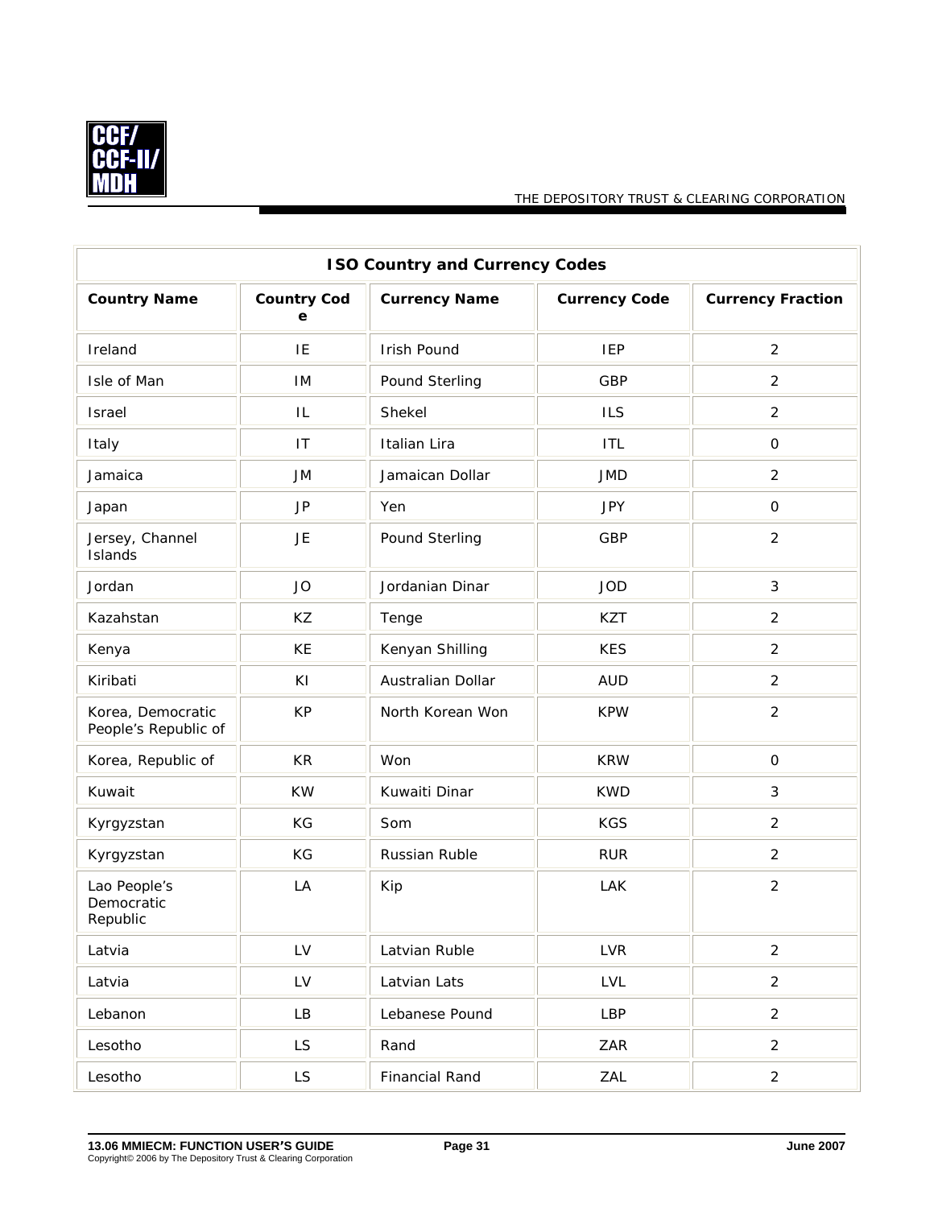| ISO Country and Currency Codes | | | | |
|---|---|---|---|---|
| **Country Name** | **Country Code** | **Currency Name** | **Currency Code** | **Currency Fraction** |
| Ireland | IE | Irish Pound | IEP | 2 |
| Isle of Man | IM | Pound Sterling | GBP | 2 |
| Israel | IL | Shekel | ILS | 2 |
| Italy | IT | Italian Lira | ITL | 0 |
| Jamaica | JM | Jamaican Dollar | JMD | 2 |
| Japan | JP | Yen | JPY | 0 |
| Jersey, Channel Islands | JE | Pound Sterling | GBP | 2 |
| Jordan | JO | Jordanian Dinar | JOD | 3 |
| Kazahstan | KZ | Tenge | KZT | 2 |
| Kenya | KE | Kenyan Shilling | KES | 2 |
| Kiribati | KI | Australian Dollar | AUD | 2 |
| Korea, Democratic People's Republic of | KP | North Korean Won | KPW | 2 |
| Korea, Republic of | KR | Won | KRW | 0 |
| Kuwait | KW | Kuwaiti Dinar | KWD | 3 |
| Kyrgyzstan | KG | Som | KGS | 2 |
| Kyrgyzstan | KG | Russian Ruble | RUR | 2 |
| Lao People's Democratic Republic | LA | Kip | LAK | 2 |
| Latvia | LV | Latvian Ruble | LVR | 2 |
| Latvia | LV | Latvian Lats | LVL | 2 |
| Lebanon | LB | Lebanese Pound | LBP | 2 |
| Lesotho | LS | Rand | ZAR | 2 |
| Lesotho | LS | Financial Rand | ZAL | 2 |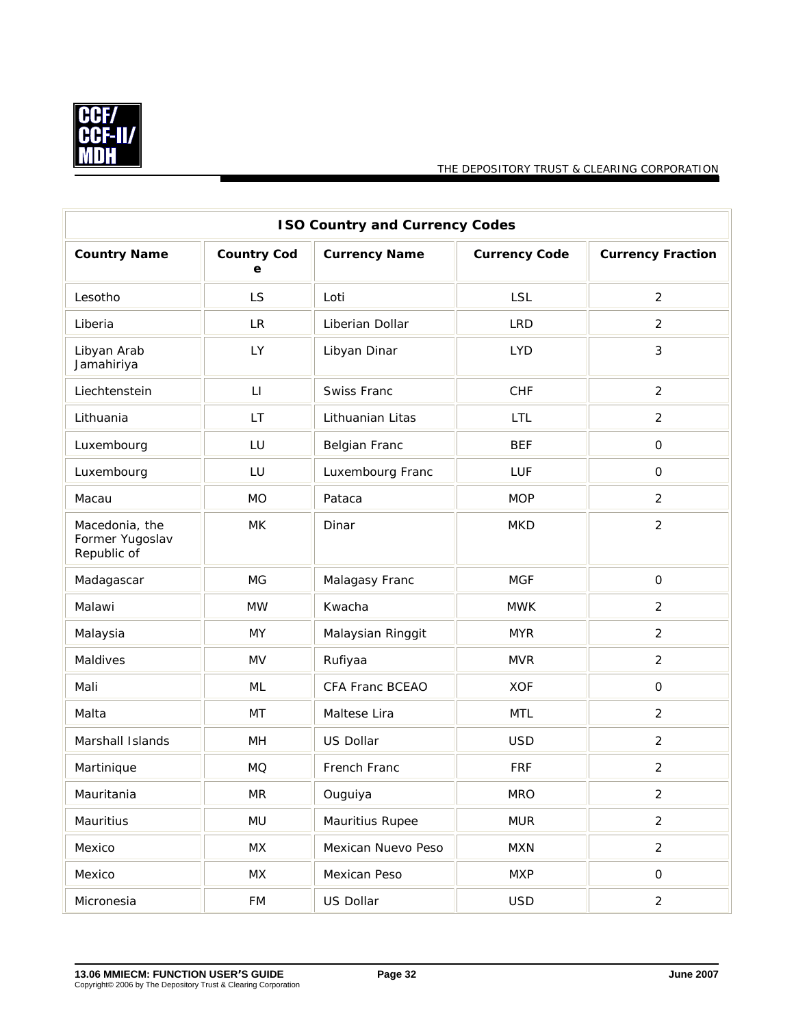| ISO Country and Currency Codes | | | | |
| --- | --- | --- | --- | --- |
| **Country Name** | **Country Code** | **Currency Name** | **Currency Code** | **Currency Fraction** |
| Lesotho | LS | Loti | LSL | 2 |
| Liberia | LR | Liberian Dollar | LRD | 2 |
| Libyan Arab Jamahiriya | LY | Libyan Dinar | LYD | 3 |
| Liechtenstein | LI | Swiss Franc | CHF | 2 |
| Lithuania | LT | Lithuanian Litas | LTL | 2 |
| Luxembourg | LU | Belgian Franc | BEF | 0 |
| Luxembourg | LU | Luxembourg Franc | LUF | 0 |
| Macau | MO | Pataca | MOP | 2 |
| Macedonia, the Former Yugoslav Republic of | MK | Dinar | MKD | 2 |
| Madagascar | MG | Malagasy Franc | MGF | 0 |
| Malawi | MW | Kwacha | MWK | 2 |
| Malaysia | MY | Malaysian Ringgit | MYR | 2 |
| Maldives | MV | Rufiyaa | MVR | 2 |
| Mali | ML | CFA Franc BCEAO | XOF | 0 |
| Malta | MT | Maltese Lira | MTL | 2 |
| Marshall Islands | MH | US Dollar | USD | 2 |
| Martinique | MQ | French Franc | FRF | 2 |
| Mauritania | MR | Ouguiya | MRO | 2 |
| Mauritius | MU | Mauritius Rupee | MUR | 2 |
| Mexico | MX | Mexican Nuevo Peso | MXN | 2 |
| Mexico | MX | Mexican Peso | MXP | 0 |
| Micronesia | FM | US Dollar | USD | 2 |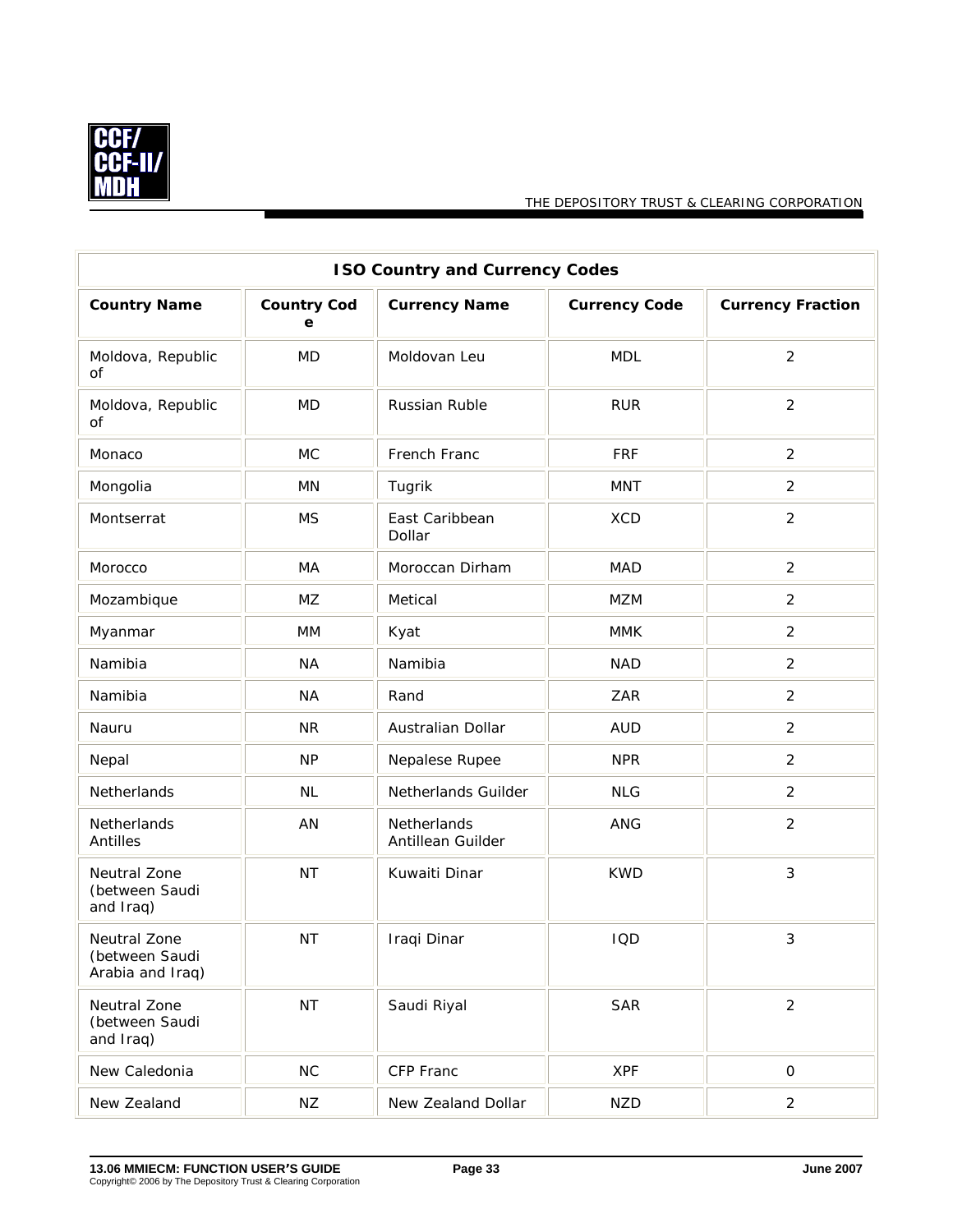| ISO Country and Currency Codes | | | | |
|---|---|---|---|---|
| **Country Name** | **Country Code** | **Currency Name** | **Currency Code** | **Currency Fraction** |
| Moldova, Republic of | MD | Moldovan Leu | MDL | 2 |
| Moldova, Republic of | MD | Russian Ruble | RUR | 2 |
| Monaco | MC | French Franc | FRF | 2 |
| Mongolia | MN | Tugrik | MNT | 2 |
| Montserrat | MS | East Caribbean Dollar | XCD | 2 |
| Morocco | MA | Moroccan Dirham | MAD | 2 |
| Mozambique | MZ | Metical | MZM | 2 |
| Myanmar | MM | Kyat | MMK | 2 |
| Namibia | NA | Namibia | NAD | 2 |
| Namibia | NA | Rand | ZAR | 2 |
| Nauru | NR | Australian Dollar | AUD | 2 |
| Nepal | NP | Nepalese Rupee | NPR | 2 |
| Netherlands | NL | Netherlands Guilder | NLG | 2 |
| Netherlands Antilles | AN | Netherlands Antillean Guilder | ANG | 2 |
| Neutral Zone (between Saudi and Iraq) | NT | Kuwaiti Dinar | KWD | 3 |
| Neutral Zone (between Saudi Arabia and Iraq) | NT | Iraqi Dinar | IQD | 3 |
| Neutral Zone (between Saudi and Iraq) | NT | Saudi Riyal | SAR | 2 |
| New Caledonia | NC | CFP Franc | XPF | 0 |
| New Zealand | NZ | New Zealand Dollar | NZD | 2 |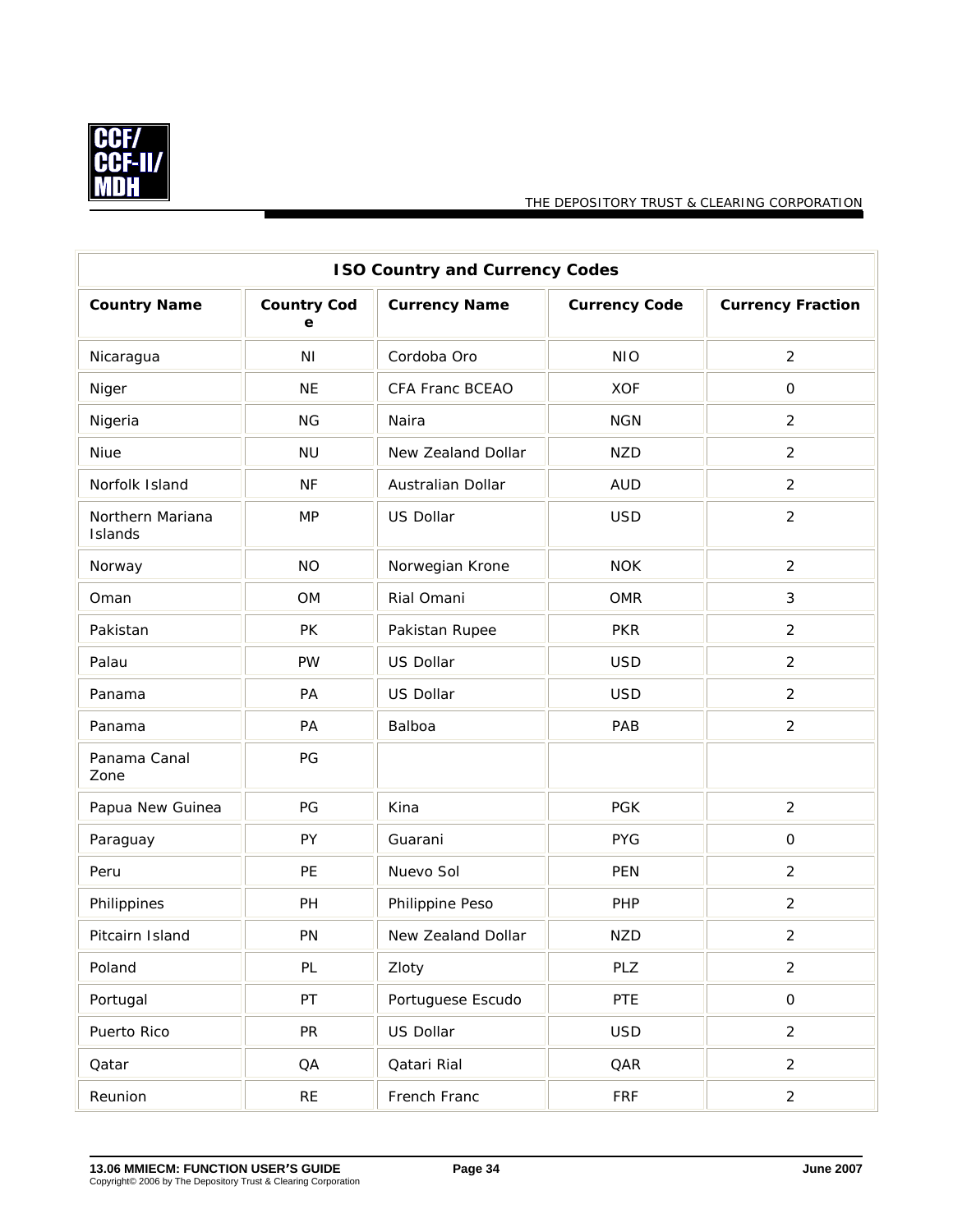| ISO Country and Currency Codes | | | | |
|---|---|---|---|---|
| **Country Name** | **Country Code** | **Currency Name** | **Currency Code** | **Currency Fraction** |
| Nicaragua | NI | Cordoba Oro | NIO | 2 |
| Niger | NE | CFA Franc BCEAO | XOF | 0 |
| Nigeria | NG | Naira | NGN | 2 |
| Niue | NU | New Zealand Dollar | NZD | 2 |
| Norfolk Island | NF | Australian Dollar | AUD | 2 |
| Northern Mariana Islands | MP | US Dollar | USD | 2 |
| Norway | NO | Norwegian Krone | NOK | 2 |
| Oman | OM | Rial Omani | OMR | 3 |
| Pakistan | PK | Pakistan Rupee | PKR | 2 |
| Palau | PW | US Dollar | USD | 2 |
| Panama | PA | US Dollar | USD | 2 |
| Panama | PA | Balboa | PAB | 2 |
| Panama Canal Zone | PG | | | |
| Papua New Guinea | PG | Kina | PGK | 2 |
| Paraguay | PY | Guarani | PYG | 0 |
| Peru | PE | Nuevo Sol | PEN | 2 |
| Philippines | PH | Philippine Peso | PHP | 2 |
| Pitcairn Island | PN | New Zealand Dollar | NZD | 2 |
| Poland | PL | Zloty | PLZ | 2 |
| Portugal | PT | Portuguese Escudo | PTE | 0 |
| Puerto Rico | PR | US Dollar | USD | 2 |
| Qatar | QA | Qatari Rial | QAR | 2 |
| Reunion | RE | French Franc | FRF | 2 |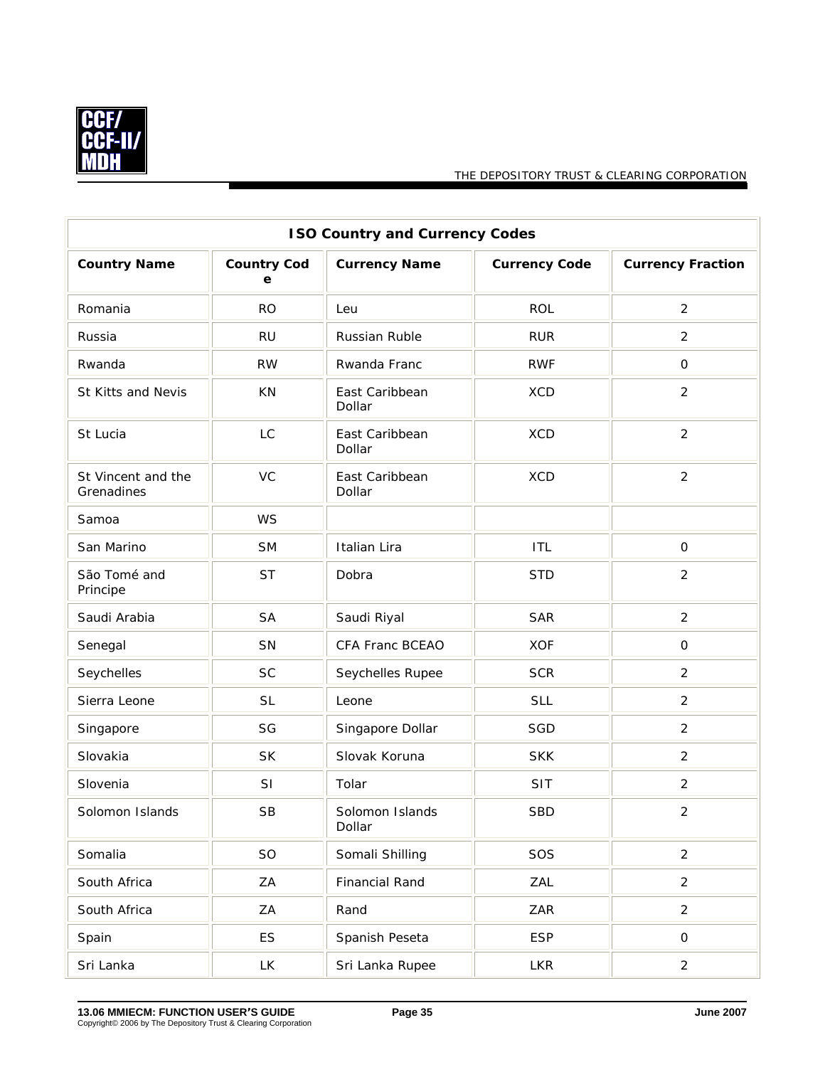| ISO Country and Currency Codes | | | | |
|---|---|---|---|---|
| **Country Name** | **Country Code** | **Currency Name** | **Currency Code** | **Currency Fraction** |
| Romania | RO | Leu | ROL | 2 |
| Russia | RU | Russian Ruble | RUR | 2 |
| Rwanda | RW | Rwanda Franc | RWF | 0 |
| St Kitts and Nevis | KN | East Caribbean Dollar | XCD | 2 |
| St Lucia | LC | East Caribbean Dollar | XCD | 2 |
| St Vincent and the Grenadines | VC | East Caribbean Dollar | XCD | 2 |
| Samoa | WS | | | |
| San Marino | SM | Italian Lira | ITL | 0 |
| São Tomé and Principe | ST | Dobra | STD | 2 |
| Saudi Arabia | SA | Saudi Riyal | SAR | 2 |
| Senegal | SN | CFA Franc BCEAO | XOF | 0 |
| Seychelles | SC | Seychelles Rupee | SCR | 2 |
| Sierra Leone | SL | Leone | SLL | 2 |
| Singapore | SG | Singapore Dollar | SGD | 2 |
| Slovakia | SK | Slovak Koruna | SKK | 2 |
| Slovenia | SI | Tolar | SIT | 2 |
| Solomon Islands | SB | Solomon Islands Dollar | SBD | 2 |
| Somalia | SO | Somali Shilling | SOS | 2 |
| South Africa | ZA | Financial Rand | ZAL | 2 |
| South Africa | ZA | Rand | ZAR | 2 |
| Spain | ES | Spanish Peseta | ESP | 0 |
| Sri Lanka | LK | Sri Lanka Rupee | LKR | 2 |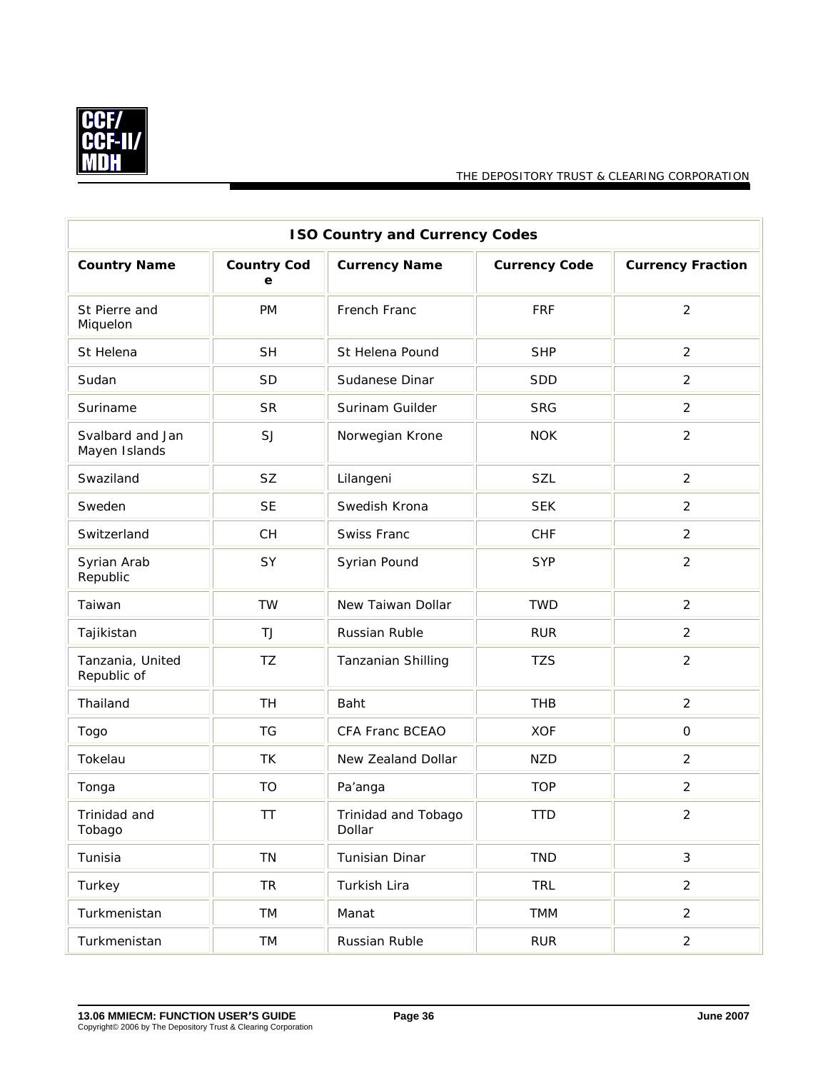| ISO Country and Currency Codes | | | | |
|---|---|---|---|---|
| **Country Name** | **Country Code** | **Currency Name** | **Currency Code** | **Currency Fraction** |
| St Pierre and Miquelon | PM | French Franc | FRF | 2 |
| St Helena | SH | St Helena Pound | SHP | 2 |
| Sudan | SD | Sudanese Dinar | SDD | 2 |
| Suriname | SR | Surinam Guilder | SRG | 2 |
| Svalbard and Jan Mayen Islands | SJ | Norwegian Krone | NOK | 2 |
| Swaziland | SZ | Lilangeni | SZL | 2 |
| Sweden | SE | Swedish Krona | SEK | 2 |
| Switzerland | CH | Swiss Franc | CHF | 2 |
| Syrian Arab Republic | SY | Syrian Pound | SYP | 2 |
| Taiwan | TW | New Taiwan Dollar | TWD | 2 |
| Tajikistan | TJ | Russian Ruble | RUR | 2 |
| Tanzania, United Republic of | TZ | Tanzanian Shilling | TZS | 2 |
| Thailand | TH | Baht | THB | 2 |
| Togo | TG | CFA Franc BCEAO | XOF | 0 |
| Tokelau | TK | New Zealand Dollar | NZD | 2 |
| Tonga | TO | Pa'anga | TOP | 2 |
| Trinidad and Tobago | TT | Trinidad and Tobago Dollar | TTD | 2 |
| Tunisia | TN | Tunisian Dinar | TND | 3 |
| Turkey | TR | Turkish Lira | TRL | 2 |
| Turkmenistan | TM | Manat | TMM | 2 |
| Turkmenistan | TM | Russian Ruble | RUR | 2 |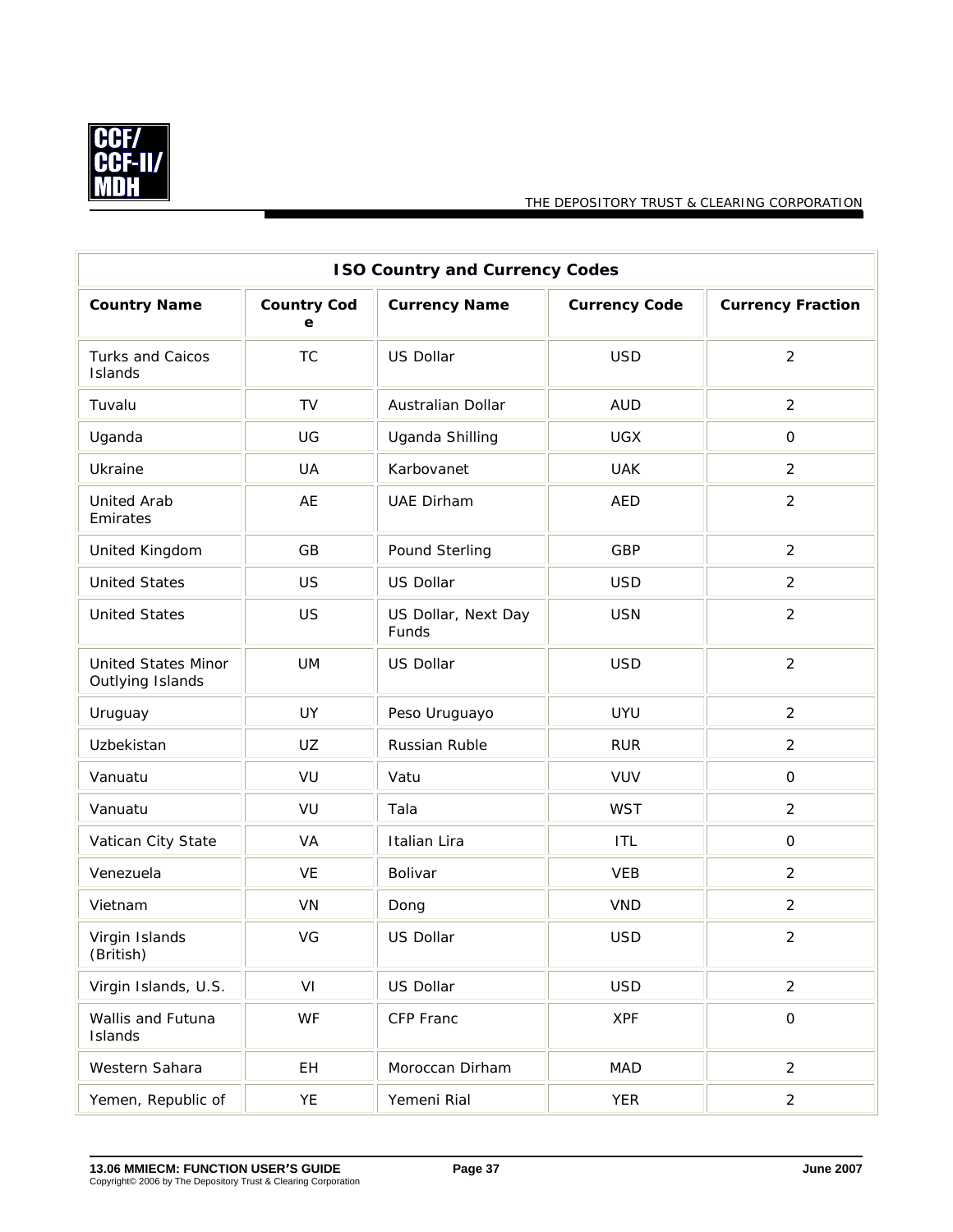| ISO Country and Currency Codes | | | | |
|---|---|---|---|---|
| **Country Name** | **Country Code** | **Currency Name** | **Currency Code** | **Currency Fraction** |
| Turks and Caicos Islands | TC | US Dollar | USD | 2 |
| Tuvalu | TV | Australian Dollar | AUD | 2 |
| Uganda | UG | Uganda Shilling | UGX | 0 |
| Ukraine | UA | Karbovanet | UAK | 2 |
| United Arab Emirates | AE | UAE Dirham | AED | 2 |
| United Kingdom | GB | Pound Sterling | GBP | 2 |
| United States | US | US Dollar | USD | 2 |
| United States | US | US Dollar, Next Day Funds | USN | 2 |
| United States Minor Outlying Islands | UM | US Dollar | USD | 2 |
| Uruguay | UY | Peso Uruguayo | UYU | 2 |
| Uzbekistan | UZ | Russian Ruble | RUR | 2 |
| Vanuatu | VU | Vatu | VUV | 0 |
| Vanuatu | VU | Tala | WST | 2 |
| Vatican City State | VA | Italian Lira | ITL | 0 |
| Venezuela | VE | Bolivar | VEB | 2 |
| Vietnam | VN | Dong | VND | 2 |
| Virgin Islands (British) | VG | US Dollar | USD | 2 |
| Virgin Islands, U.S. | VI | US Dollar | USD | 2 |
| Wallis and Futuna Islands | WF | CFP Franc | XPF | 0 |
| Western Sahara | EH | Moroccan Dirham | MAD | 2 |
| Yemen, Republic of | YE | Yemeni Rial | YER | 2 |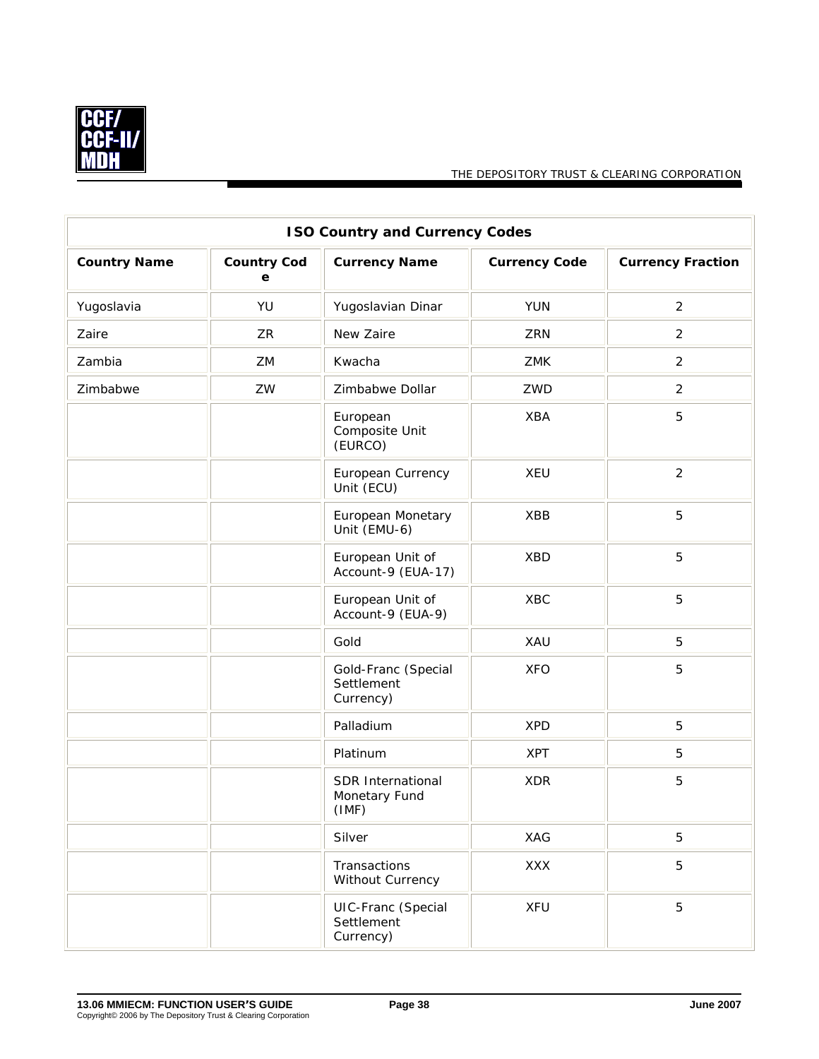| ISO Country and Currency Codes | | | | |
|---|---|---|---|---|
| **Country Name** | **Country Code** | **Currency Name** | **Currency Code** | **Currency Fraction** |
| Yugoslavia | YU | Yugoslavian Dinar | YUN | 2 |
| Zaire | ZR | New Zaire | ZRN | 2 |
| Zambia | ZM | Kwacha | ZMK | 2 |
| Zimbabwe | ZW | Zimbabwe Dollar | ZWD | 2 |
| | | European Composite Unit (EURCO) | XBA | 5 |
| | | European Currency Unit (ECU) | XEU | 2 |
| | | European Monetary Unit (EMU-6) | XBB | 5 |
| | | European Unit of Account-9 (EUA-17) | XBD | 5 |
| | | European Unit of Account-9 (EUA-9) | XBC | 5 |
| | | Gold | XAU | 5 |
| | | Gold-Franc (Special Settlement Currency) | XFO | 5 |
| | | Palladium | XPD | 5 |
| | | Platinum | XPT | 5 |
| | | SDR International Monetary Fund (IMF) | XDR | 5 |
| | | Silver | XAG | 5 |
| | | Transactions Without Currency | XXX | 5 |
| | | UIC-Franc (Special Settlement Currency) | XFU | 5 |